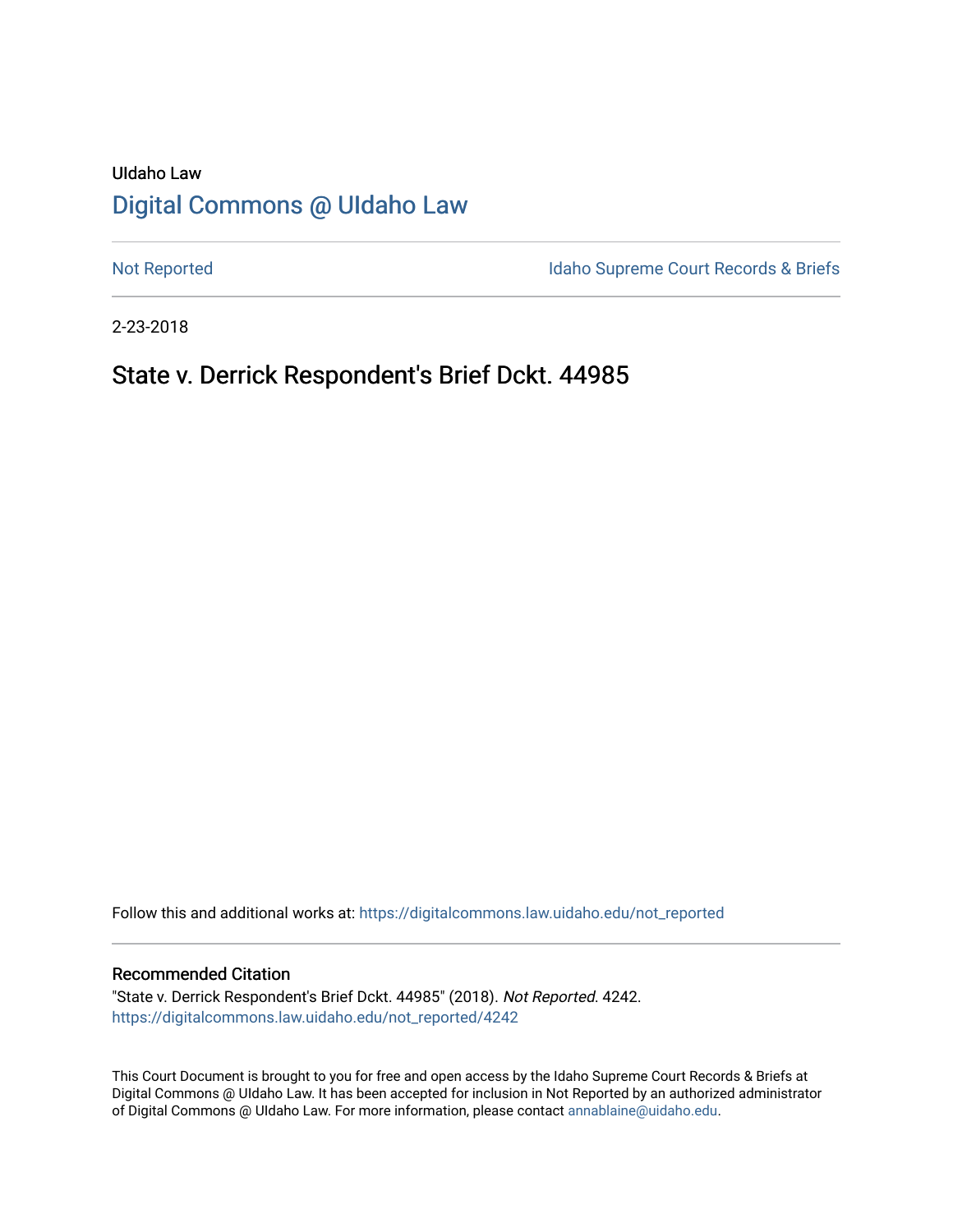UIdaho Law

# Digital Commons @ UIdaho Law

Not Reported

Idaho Supreme Court Records & Briefs

2-23-2018

## State v. Derrick Respondent's Brief Dckt. 44985

Follow this and additional works at: https://digitalcommons.law.uidaho.edu/not_reported

### Recommended Citation

"State v. Derrick Respondent's Brief Dckt. 44985" (2018). *Not Reported.* 4242.
https://digitalcommons.law.uidaho.edu/not_reported/4242

This Court Document is brought to you for free and open access by the Idaho Supreme Court Records & Briefs at Digital Commons @ UIdaho Law. It has been accepted for inclusion in Not Reported by an authorized administrator of Digital Commons @ UIdaho Law. For more information, please contact annablaine@uidaho.edu.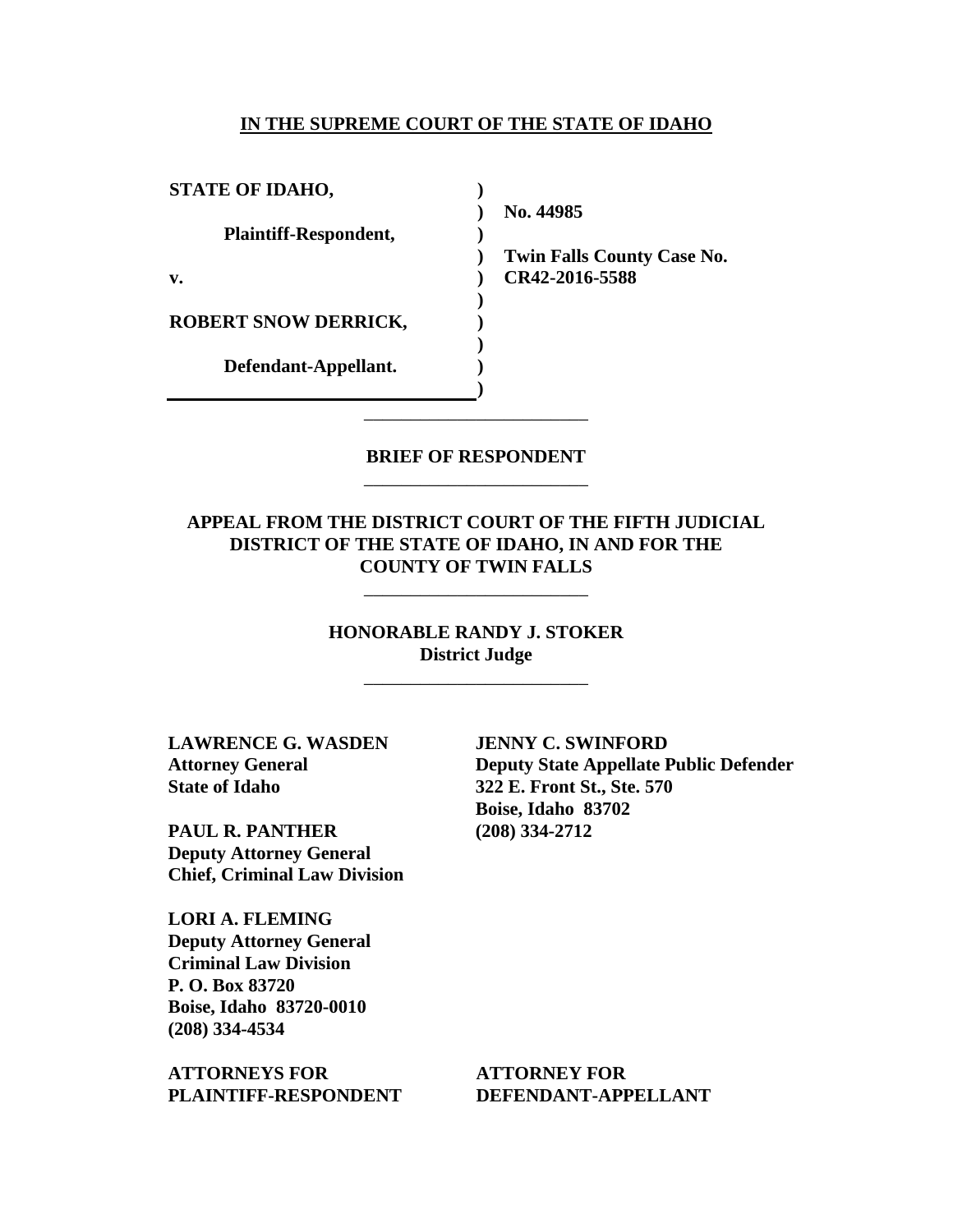**IN THE SUPREME COURT OF THE STATE OF IDAHO**

| | | |
|---|---|---|
| **STATE OF IDAHO,** | **)** | |
| | **)** | **No. 44985** |
| **Plaintiff-Respondent,** | **)** | |
| | **)** | **Twin Falls County Case No.** |
| **v.** | **)** | **CR42-2016-5588** |
| | **)** | |
| **ROBERT SNOW DERRICK,** | **)** | |
| | **)** | |
| **Defendant-Appellant.** | **)** | |
| | **)** | |

---

**BRIEF OF RESPONDENT**

---

**APPEAL FROM THE DISTRICT COURT OF THE FIFTH JUDICIAL DISTRICT OF THE STATE OF IDAHO, IN AND FOR THE COUNTY OF TWIN FALLS**

---

**HONORABLE RANDY J. STOKER**
**District Judge**

---

**LAWRENCE G. WASDEN**
**Attorney General**
**State of Idaho**

**PAUL R. PANTHER**
**Deputy Attorney General**
**Chief, Criminal Law Division**

**LORI A. FLEMING**
**Deputy Attorney General**
**Criminal Law Division**
**P. O. Box 83720**
**Boise, Idaho 83720-0010**
**(208) 334-4534**

**ATTORNEYS FOR PLAINTIFF-RESPONDENT**

**JENNY C. SWINFORD**
**Deputy State Appellate Public Defender**
**322 E. Front St., Ste. 570**
**Boise, Idaho 83702**
**(208) 334-2712**

**ATTORNEY FOR DEFENDANT-APPELLANT**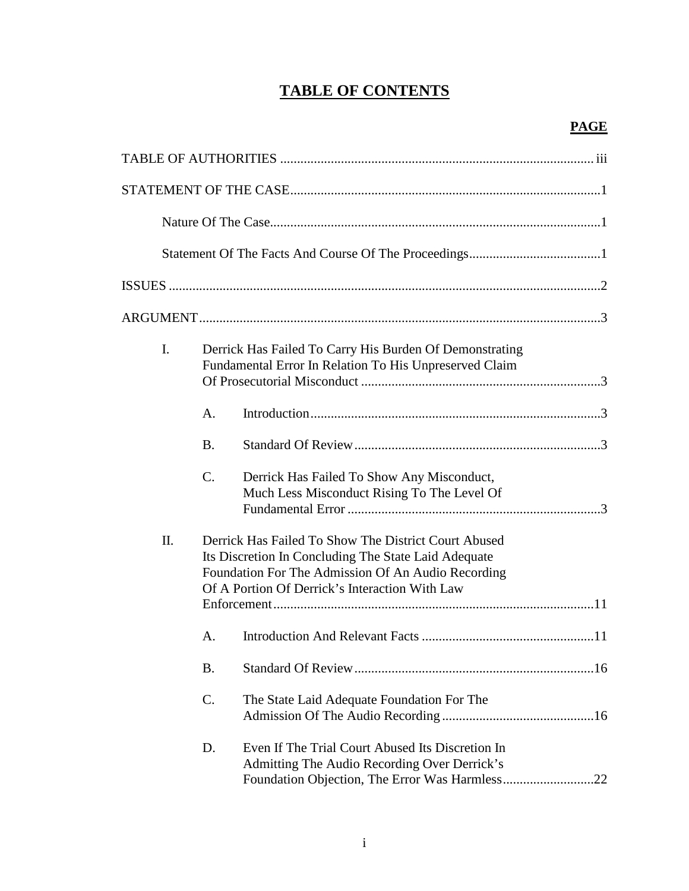# TABLE OF CONTENTS

**PAGE**

TABLE OF AUTHORITIES ........................................................................................... iii

STATEMENT OF THE CASE..........................................................................................1

Nature Of The Case................................................................................................1

Statement Of The Facts And Course Of The Proceedings......................................1

ISSUES ..............................................................................................................................2

ARGUMENT.....................................................................................................................3

I. Derrick Has Failed To Carry His Burden Of Demonstrating Fundamental Error In Relation To His Unpreserved Claim Of Prosecutorial Misconduct ......................................................................3

   A. Introduction.....................................................................................3

   B. Standard Of Review........................................................................3

   C. Derrick Has Failed To Show Any Misconduct, Much Less Misconduct Rising To The Level Of Fundamental Error ..........................................................................3

II. Derrick Has Failed To Show The District Court Abused Its Discretion In Concluding The State Laid Adequate Foundation For The Admission Of An Audio Recording Of A Portion Of Derrick's Interaction With Law Enforcement..............................................................................................11

   A. Introduction And Relevant Facts ..................................................11

   B. Standard Of Review......................................................................16

   C. The State Laid Adequate Foundation For The Admission Of The Audio Recording ............................................16

   D. Even If The Trial Court Abused Its Discretion In Admitting The Audio Recording Over Derrick's Foundation Objection, The Error Was Harmless..........................22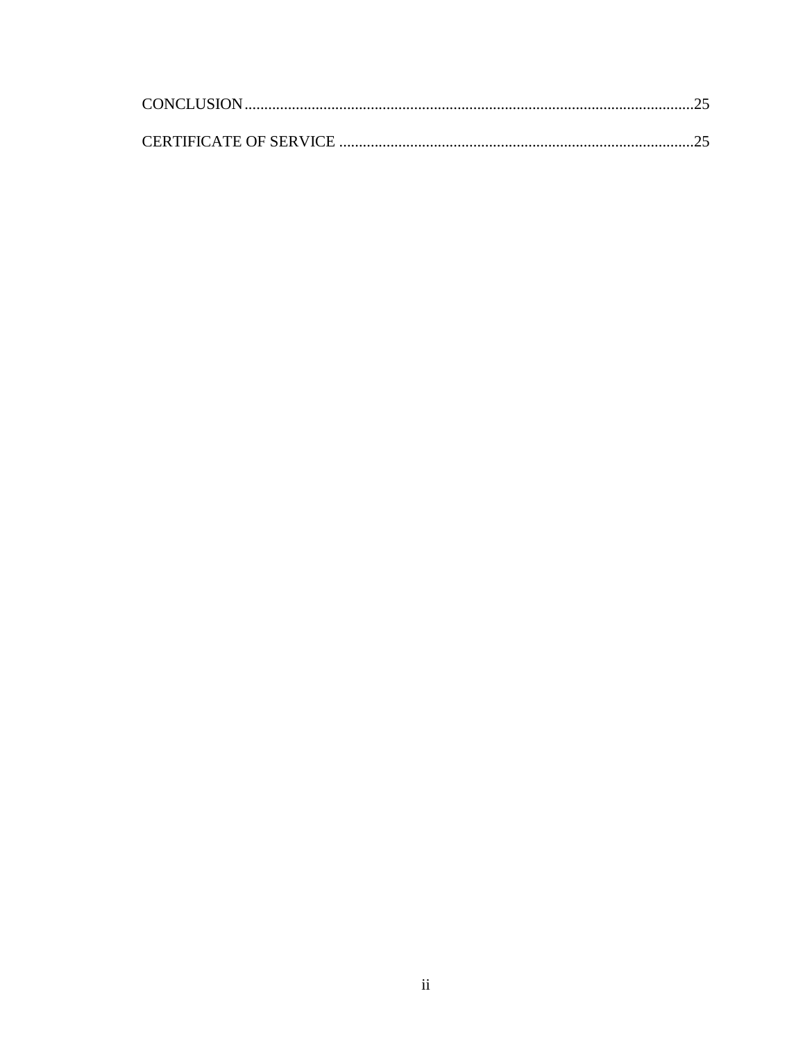CONCLUSION ........................................................................................................................25

CERTIFICATE OF SERVICE ...............................................................................................25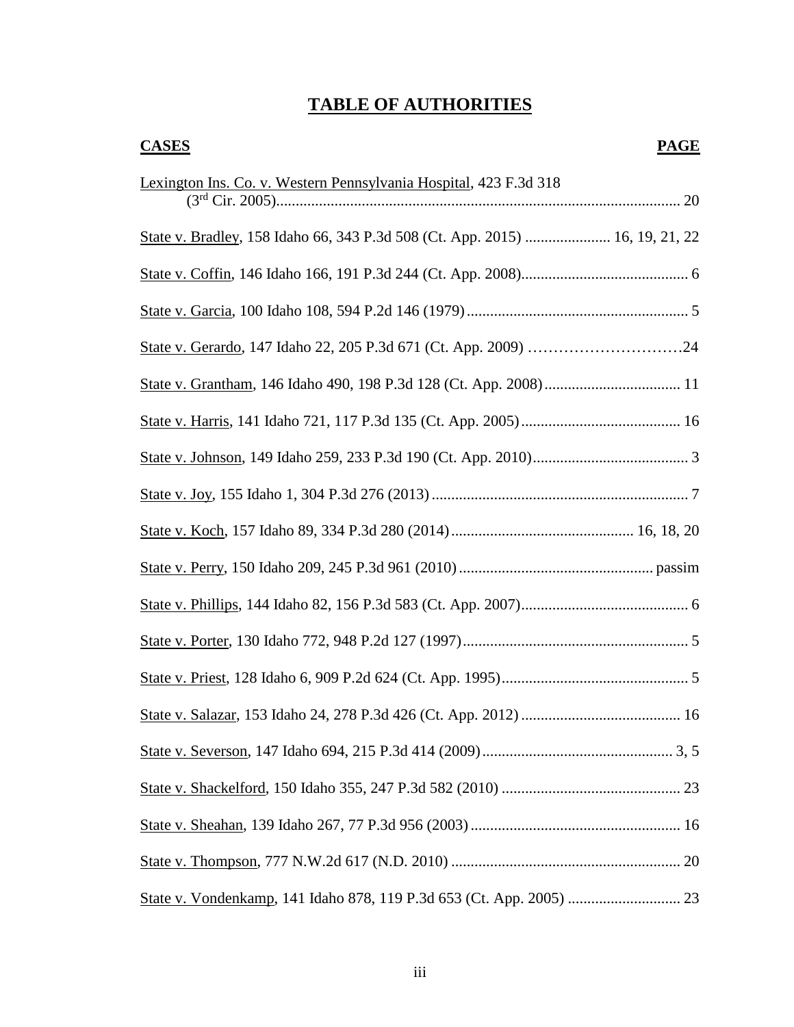# TABLE OF AUTHORITIES

| CASES | PAGE |
|---|---|
| Lexington Ins. Co. v. Western Pennsylvania Hospital, 423 F.3d 318 (3rd Cir. 2005) | 20 |
| State v. Bradley, 158 Idaho 66, 343 P.3d 508 (Ct. App. 2015) | 16, 19, 21, 22 |
| State v. Coffin, 146 Idaho 166, 191 P.3d 244 (Ct. App. 2008) | 6 |
| State v. Garcia, 100 Idaho 108, 594 P.2d 146 (1979) | 5 |
| State v. Gerardo, 147 Idaho 22, 205 P.3d 671 (Ct. App. 2009) | 24 |
| State v. Grantham, 146 Idaho 490, 198 P.3d 128 (Ct. App. 2008) | 11 |
| State v. Harris, 141 Idaho 721, 117 P.3d 135 (Ct. App. 2005) | 16 |
| State v. Johnson, 149 Idaho 259, 233 P.3d 190 (Ct. App. 2010) | 3 |
| State v. Joy, 155 Idaho 1, 304 P.3d 276 (2013) | 7 |
| State v. Koch, 157 Idaho 89, 334 P.3d 280 (2014) | 16, 18, 20 |
| State v. Perry, 150 Idaho 209, 245 P.3d 961 (2010) | passim |
| State v. Phillips, 144 Idaho 82, 156 P.3d 583 (Ct. App. 2007) | 6 |
| State v. Porter, 130 Idaho 772, 948 P.2d 127 (1997) | 5 |
| State v. Priest, 128 Idaho 6, 909 P.2d 624 (Ct. App. 1995) | 5 |
| State v. Salazar, 153 Idaho 24, 278 P.3d 426 (Ct. App. 2012) | 16 |
| State v. Severson, 147 Idaho 694, 215 P.3d 414 (2009) | 3, 5 |
| State v. Shackelford, 150 Idaho 355, 247 P.3d 582 (2010) | 23 |
| State v. Sheahan, 139 Idaho 267, 77 P.3d 956 (2003) | 16 |
| State v. Thompson, 777 N.W.2d 617 (N.D. 2010) | 20 |
| State v. Vondenkamp, 141 Idaho 878, 119 P.3d 653 (Ct. App. 2005) | 23 |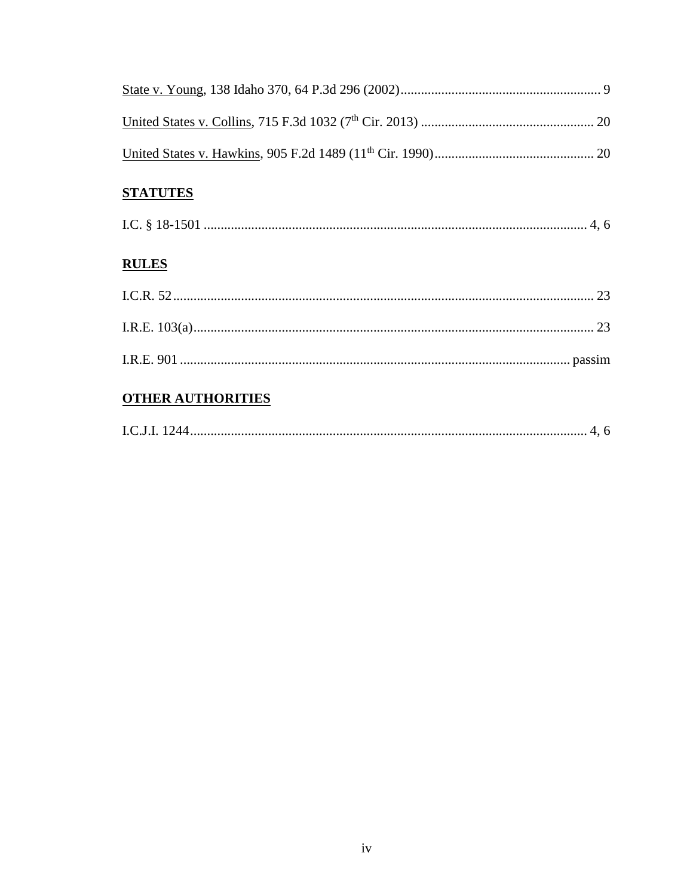State v. Young, 138 Idaho 370, 64 P.3d 296 (2002) ........................................................... 9

United States v. Collins, 715 F.3d 1032 (7th Cir. 2013) ................................................... 20

United States v. Hawkins, 905 F.2d 1489 (11th Cir. 1990) ............................................... 20

## STATUTES

I.C. § 18-1501 ................................................................................................................ 4, 6

## RULES

I.C.R. 52 ........................................................................................................................... 23

I.R.E. 103(a) ..................................................................................................................... 23

I.R.E. 901 ................................................................................................................... passim

## OTHER AUTHORITIES

I.C.J.I. 1244 .................................................................................................................. 4, 6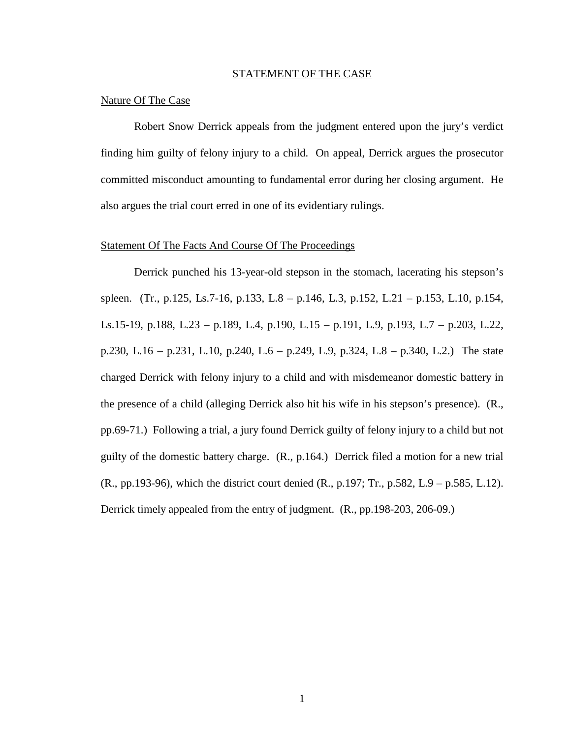## STATEMENT OF THE CASE

### Nature Of The Case

Robert Snow Derrick appeals from the judgment entered upon the jury's verdict finding him guilty of felony injury to a child. On appeal, Derrick argues the prosecutor committed misconduct amounting to fundamental error during her closing argument. He also argues the trial court erred in one of its evidentiary rulings.

### Statement Of The Facts And Course Of The Proceedings

Derrick punched his 13-year-old stepson in the stomach, lacerating his stepson's spleen. (Tr., p.125, Ls.7-16, p.133, L.8 – p.146, L.3, p.152, L.21 – p.153, L.10, p.154, Ls.15-19, p.188, L.23 – p.189, L.4, p.190, L.15 – p.191, L.9, p.193, L.7 – p.203, L.22, p.230, L.16 – p.231, L.10, p.240, L.6 – p.249, L.9, p.324, L.8 – p.340, L.2.) The state charged Derrick with felony injury to a child and with misdemeanor domestic battery in the presence of a child (alleging Derrick also hit his wife in his stepson's presence). (R., pp.69-71.) Following a trial, a jury found Derrick guilty of felony injury to a child but not guilty of the domestic battery charge. (R., p.164.) Derrick filed a motion for a new trial (R., pp.193-96), which the district court denied (R., p.197; Tr., p.582, L.9 – p.585, L.12). Derrick timely appealed from the entry of judgment. (R., pp.198-203, 206-09.)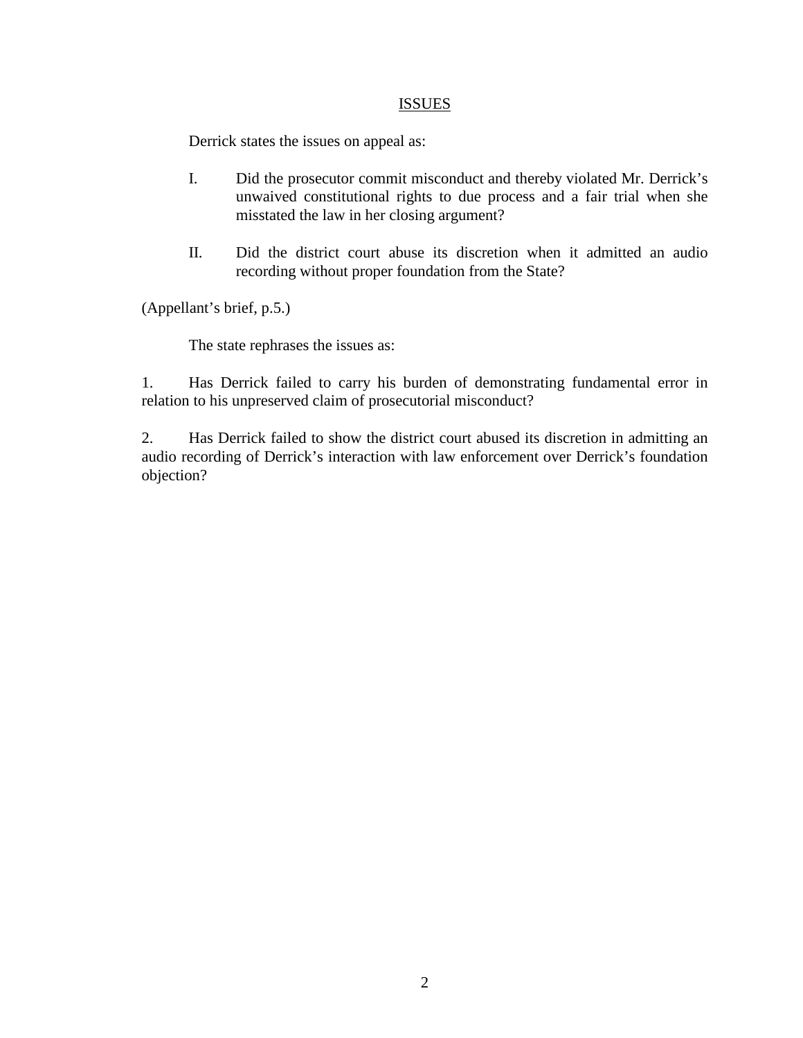## ISSUES

Derrick states the issues on appeal as:

I. Did the prosecutor commit misconduct and thereby violated Mr. Derrick's unwaived constitutional rights to due process and a fair trial when she misstated the law in her closing argument?

II. Did the district court abuse its discretion when it admitted an audio recording without proper foundation from the State?

(Appellant's brief, p.5.)

The state rephrases the issues as:

1. Has Derrick failed to carry his burden of demonstrating fundamental error in relation to his unpreserved claim of prosecutorial misconduct?

2. Has Derrick failed to show the district court abused its discretion in admitting an audio recording of Derrick's interaction with law enforcement over Derrick's foundation objection?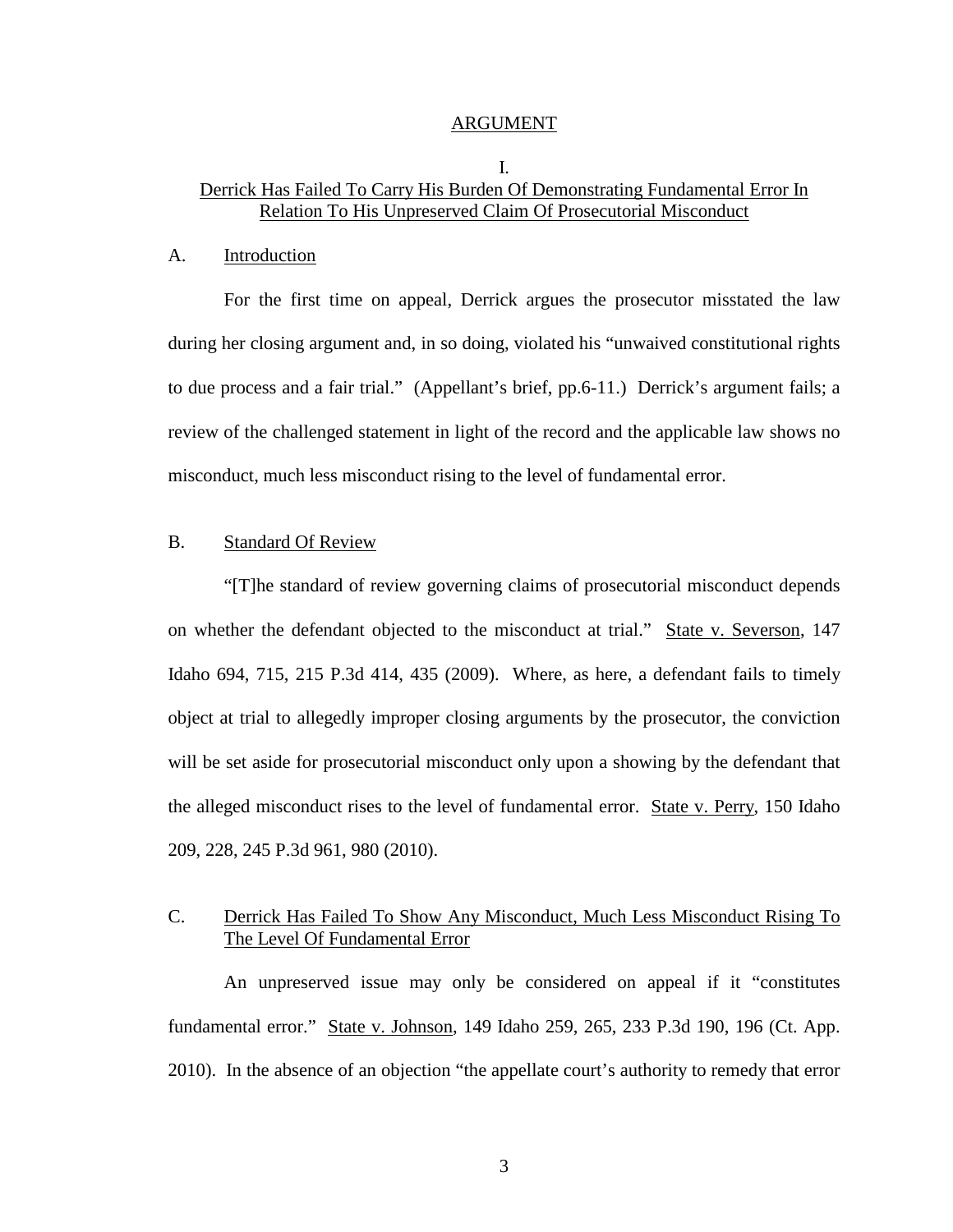## ARGUMENT

### I.
### Derrick Has Failed To Carry His Burden Of Demonstrating Fundamental Error In Relation To His Unpreserved Claim Of Prosecutorial Misconduct

#### A. Introduction

For the first time on appeal, Derrick argues the prosecutor misstated the law during her closing argument and, in so doing, violated his "unwaived constitutional rights to due process and a fair trial." (Appellant's brief, pp.6-11.) Derrick's argument fails; a review of the challenged statement in light of the record and the applicable law shows no misconduct, much less misconduct rising to the level of fundamental error.

#### B. Standard Of Review

"[T]he standard of review governing claims of prosecutorial misconduct depends on whether the defendant objected to the misconduct at trial." State v. Severson, 147 Idaho 694, 715, 215 P.3d 414, 435 (2009). Where, as here, a defendant fails to timely object at trial to allegedly improper closing arguments by the prosecutor, the conviction will be set aside for prosecutorial misconduct only upon a showing by the defendant that the alleged misconduct rises to the level of fundamental error. State v. Perry, 150 Idaho 209, 228, 245 P.3d 961, 980 (2010).

#### C. Derrick Has Failed To Show Any Misconduct, Much Less Misconduct Rising To The Level Of Fundamental Error

An unpreserved issue may only be considered on appeal if it "constitutes fundamental error." State v. Johnson, 149 Idaho 259, 265, 233 P.3d 190, 196 (Ct. App. 2010). In the absence of an objection "the appellate court's authority to remedy that error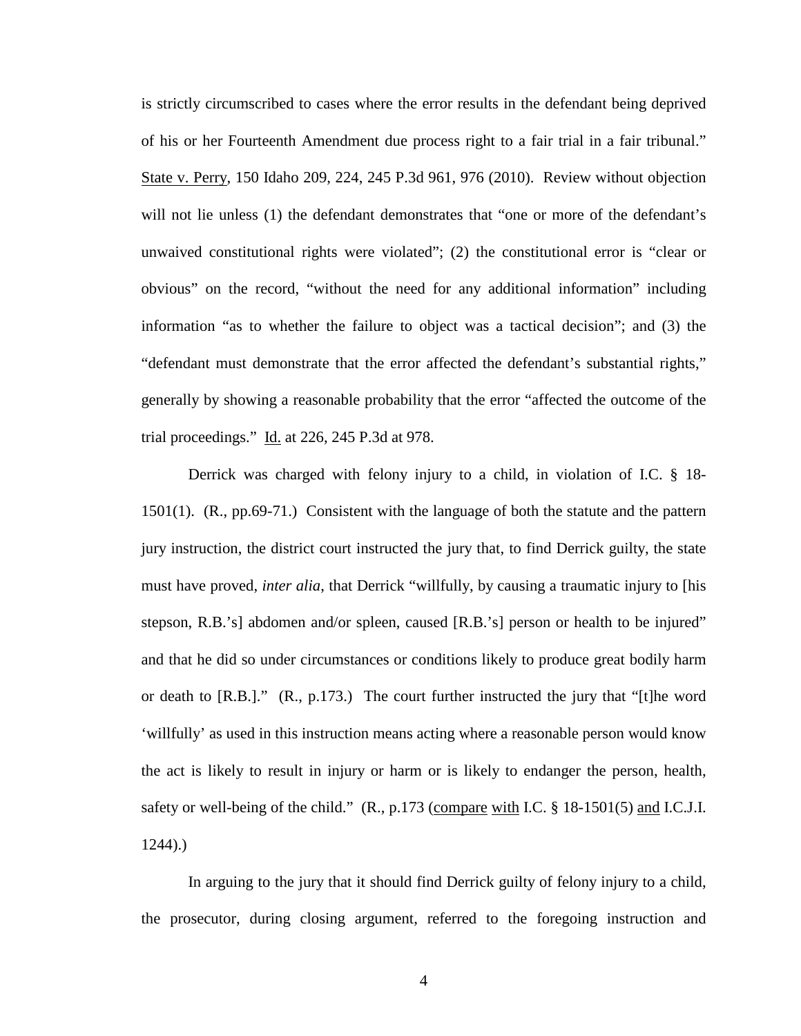is strictly circumscribed to cases where the error results in the defendant being deprived of his or her Fourteenth Amendment due process right to a fair trial in a fair tribunal." State v. Perry, 150 Idaho 209, 224, 245 P.3d 961, 976 (2010). Review without objection will not lie unless (1) the defendant demonstrates that "one or more of the defendant's unwaived constitutional rights were violated"; (2) the constitutional error is "clear or obvious" on the record, "without the need for any additional information" including information "as to whether the failure to object was a tactical decision"; and (3) the "defendant must demonstrate that the error affected the defendant's substantial rights," generally by showing a reasonable probability that the error "affected the outcome of the trial proceedings." Id. at 226, 245 P.3d at 978.

Derrick was charged with felony injury to a child, in violation of I.C. § 18-1501(1). (R., pp.69-71.) Consistent with the language of both the statute and the pattern jury instruction, the district court instructed the jury that, to find Derrick guilty, the state must have proved, *inter alia*, that Derrick "willfully, by causing a traumatic injury to [his stepson, R.B.'s] abdomen and/or spleen, caused [R.B.'s] person or health to be injured" and that he did so under circumstances or conditions likely to produce great bodily harm or death to [R.B.]." (R., p.173.) The court further instructed the jury that "[t]he word 'willfully' as used in this instruction means acting where a reasonable person would know the act is likely to result in injury or harm or is likely to endanger the person, health, safety or well-being of the child." (R., p.173 (compare with I.C. § 18-1501(5) and I.C.J.I. 1244).)

In arguing to the jury that it should find Derrick guilty of felony injury to a child, the prosecutor, during closing argument, referred to the foregoing instruction and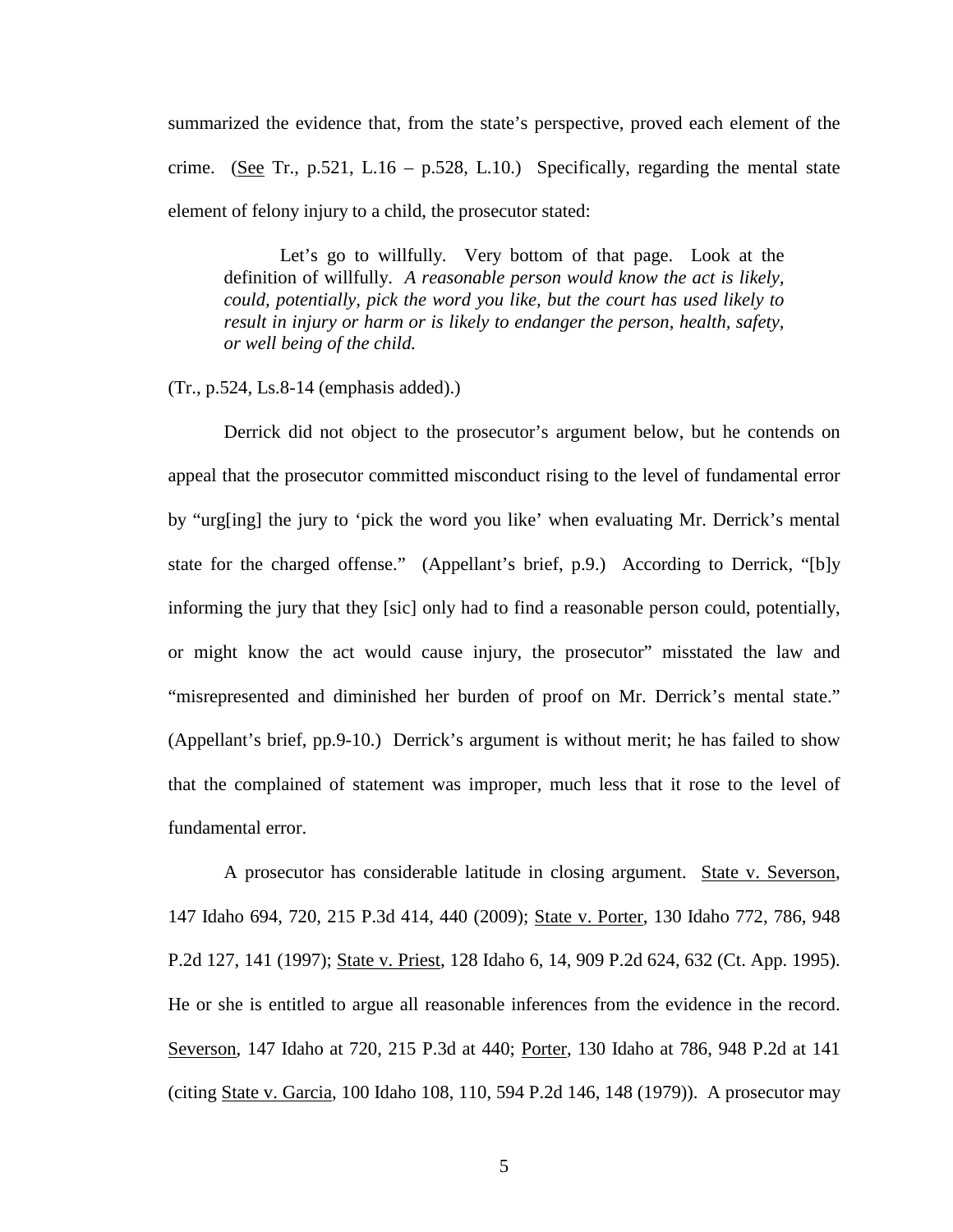summarized the evidence that, from the state's perspective, proved each element of the crime. (See Tr., p.521, L.16 – p.528, L.10.) Specifically, regarding the mental state element of felony injury to a child, the prosecutor stated:

> Let's go to willfully. Very bottom of that page. Look at the definition of willfully. *A reasonable person would know the act is likely, could, potentially, pick the word you like, but the court has used likely to result in injury or harm or is likely to endanger the person, health, safety, or well being of the child.*

(Tr., p.524, Ls.8-14 (emphasis added).)

Derrick did not object to the prosecutor's argument below, but he contends on appeal that the prosecutor committed misconduct rising to the level of fundamental error by "urg[ing] the jury to 'pick the word you like' when evaluating Mr. Derrick's mental state for the charged offense." (Appellant's brief, p.9.) According to Derrick, "[b]y informing the jury that they [sic] only had to find a reasonable person could, potentially, or might know the act would cause injury, the prosecutor" misstated the law and "misrepresented and diminished her burden of proof on Mr. Derrick's mental state." (Appellant's brief, pp.9-10.) Derrick's argument is without merit; he has failed to show that the complained of statement was improper, much less that it rose to the level of fundamental error.

A prosecutor has considerable latitude in closing argument. State v. Severson, 147 Idaho 694, 720, 215 P.3d 414, 440 (2009); State v. Porter, 130 Idaho 772, 786, 948 P.2d 127, 141 (1997); State v. Priest, 128 Idaho 6, 14, 909 P.2d 624, 632 (Ct. App. 1995). He or she is entitled to argue all reasonable inferences from the evidence in the record. Severson, 147 Idaho at 720, 215 P.3d at 440; Porter, 130 Idaho at 786, 948 P.2d at 141 (citing State v. Garcia, 100 Idaho 108, 110, 594 P.2d 146, 148 (1979)). A prosecutor may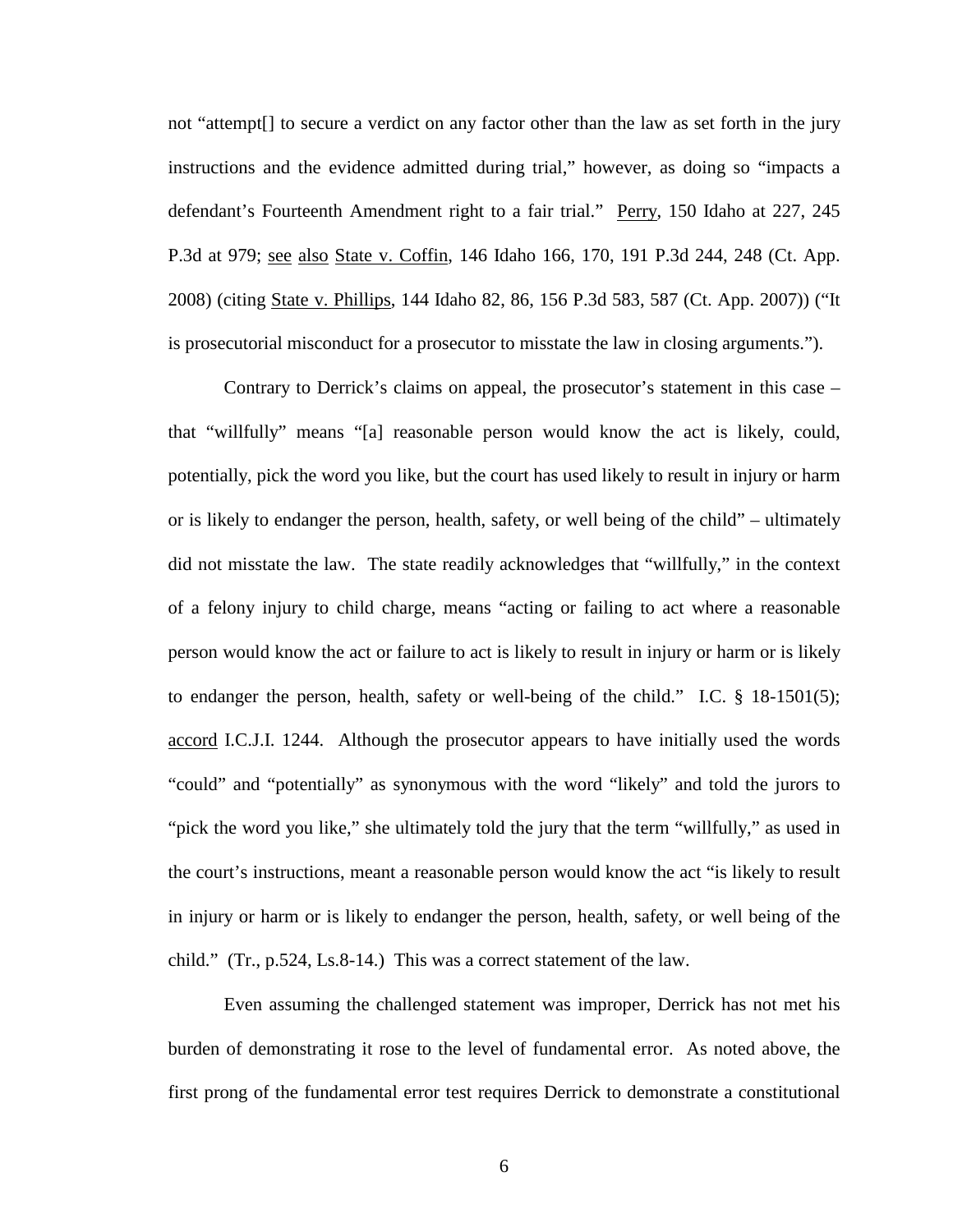not "attempt[] to secure a verdict on any factor other than the law as set forth in the jury instructions and the evidence admitted during trial," however, as doing so "impacts a defendant's Fourteenth Amendment right to a fair trial." Perry, 150 Idaho at 227, 245 P.3d at 979; see also State v. Coffin, 146 Idaho 166, 170, 191 P.3d 244, 248 (Ct. App. 2008) (citing State v. Phillips, 144 Idaho 82, 86, 156 P.3d 583, 587 (Ct. App. 2007)) ("It is prosecutorial misconduct for a prosecutor to misstate the law in closing arguments.").

Contrary to Derrick's claims on appeal, the prosecutor's statement in this case – that "willfully" means "[a] reasonable person would know the act is likely, could, potentially, pick the word you like, but the court has used likely to result in injury or harm or is likely to endanger the person, health, safety, or well being of the child" – ultimately did not misstate the law. The state readily acknowledges that "willfully," in the context of a felony injury to child charge, means "acting or failing to act where a reasonable person would know the act or failure to act is likely to result in injury or harm or is likely to endanger the person, health, safety or well-being of the child." I.C. § 18-1501(5); accord I.C.J.I. 1244. Although the prosecutor appears to have initially used the words "could" and "potentially" as synonymous with the word "likely" and told the jurors to "pick the word you like," she ultimately told the jury that the term "willfully," as used in the court's instructions, meant a reasonable person would know the act "is likely to result in injury or harm or is likely to endanger the person, health, safety, or well being of the child." (Tr., p.524, Ls.8-14.) This was a correct statement of the law.

Even assuming the challenged statement was improper, Derrick has not met his burden of demonstrating it rose to the level of fundamental error. As noted above, the first prong of the fundamental error test requires Derrick to demonstrate a constitutional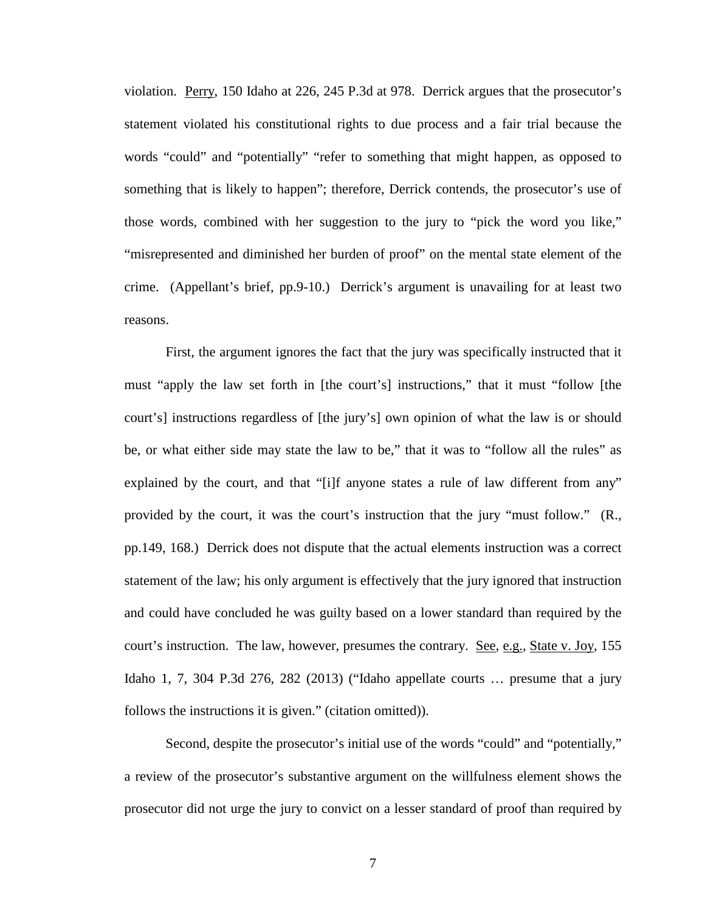violation. Perry, 150 Idaho at 226, 245 P.3d at 978. Derrick argues that the prosecutor's statement violated his constitutional rights to due process and a fair trial because the words "could" and "potentially" "refer to something that might happen, as opposed to something that is likely to happen"; therefore, Derrick contends, the prosecutor's use of those words, combined with her suggestion to the jury to "pick the word you like," "misrepresented and diminished her burden of proof" on the mental state element of the crime. (Appellant's brief, pp.9-10.) Derrick's argument is unavailing for at least two reasons.

First, the argument ignores the fact that the jury was specifically instructed that it must "apply the law set forth in [the court's] instructions," that it must "follow [the court's] instructions regardless of [the jury's] own opinion of what the law is or should be, or what either side may state the law to be," that it was to "follow all the rules" as explained by the court, and that "[i]f anyone states a rule of law different from any" provided by the court, it was the court's instruction that the jury "must follow." (R., pp.149, 168.) Derrick does not dispute that the actual elements instruction was a correct statement of the law; his only argument is effectively that the jury ignored that instruction and could have concluded he was guilty based on a lower standard than required by the court's instruction. The law, however, presumes the contrary. See, e.g., State v. Joy, 155 Idaho 1, 7, 304 P.3d 276, 282 (2013) ("Idaho appellate courts … presume that a jury follows the instructions it is given." (citation omitted)).

Second, despite the prosecutor's initial use of the words "could" and "potentially," a review of the prosecutor's substantive argument on the willfulness element shows the prosecutor did not urge the jury to convict on a lesser standard of proof than required by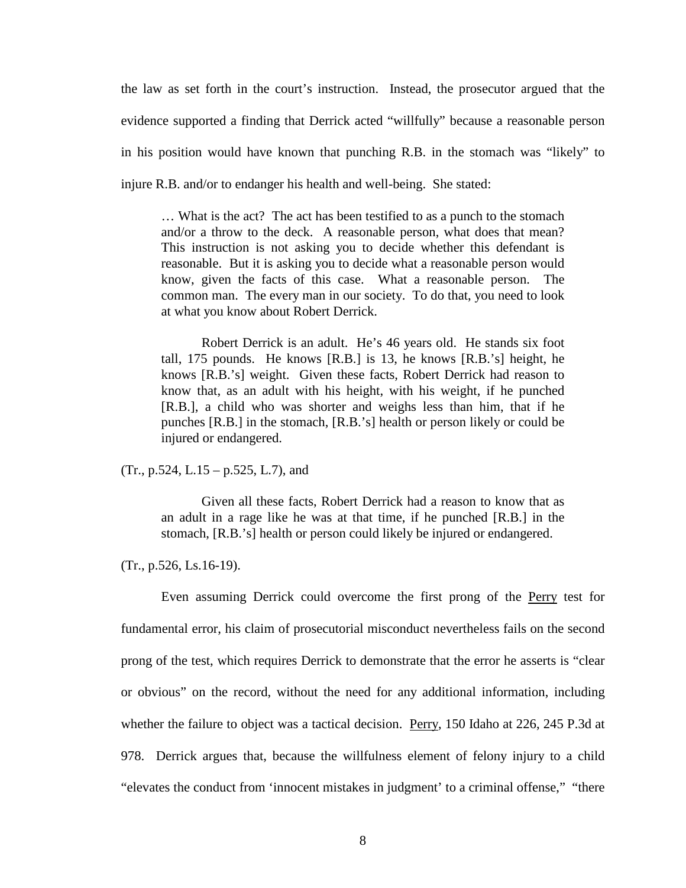the law as set forth in the court's instruction. Instead, the prosecutor argued that the evidence supported a finding that Derrick acted "willfully" because a reasonable person in his position would have known that punching R.B. in the stomach was "likely" to injure R.B. and/or to endanger his health and well-being. She stated:

> … What is the act? The act has been testified to as a punch to the stomach and/or a throw to the deck. A reasonable person, what does that mean? This instruction is not asking you to decide whether this defendant is reasonable. But it is asking you to decide what a reasonable person would know, given the facts of this case. What a reasonable person. The common man. The every man in our society. To do that, you need to look at what you know about Robert Derrick.
>
> Robert Derrick is an adult. He's 46 years old. He stands six foot tall, 175 pounds. He knows [R.B.] is 13, he knows [R.B.'s] height, he knows [R.B.'s] weight. Given these facts, Robert Derrick had reason to know that, as an adult with his height, with his weight, if he punched [R.B.], a child who was shorter and weighs less than him, that if he punches [R.B.] in the stomach, [R.B.'s] health or person likely or could be injured or endangered.

(Tr., p.524, L.15 – p.525, L.7), and

> Given all these facts, Robert Derrick had a reason to know that as an adult in a rage like he was at that time, if he punched [R.B.] in the stomach, [R.B.'s] health or person could likely be injured or endangered.

(Tr., p.526, Ls.16-19).

Even assuming Derrick could overcome the first prong of the Perry test for fundamental error, his claim of prosecutorial misconduct nevertheless fails on the second prong of the test, which requires Derrick to demonstrate that the error he asserts is "clear or obvious" on the record, without the need for any additional information, including whether the failure to object was a tactical decision. Perry, 150 Idaho at 226, 245 P.3d at 978. Derrick argues that, because the willfulness element of felony injury to a child "elevates the conduct from 'innocent mistakes in judgment' to a criminal offense," "there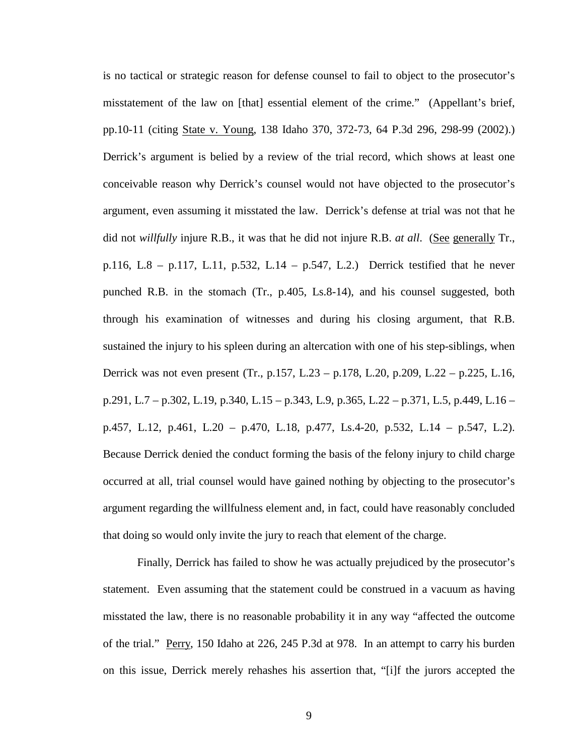is no tactical or strategic reason for defense counsel to fail to object to the prosecutor's misstatement of the law on [that] essential element of the crime." (Appellant's brief, pp.10-11 (citing State v. Young, 138 Idaho 370, 372-73, 64 P.3d 296, 298-99 (2002).) Derrick's argument is belied by a review of the trial record, which shows at least one conceivable reason why Derrick's counsel would not have objected to the prosecutor's argument, even assuming it misstated the law. Derrick's defense at trial was not that he did not *willfully* injure R.B., it was that he did not injure R.B. *at all*. (See generally Tr., p.116, L.8 – p.117, L.11, p.532, L.14 – p.547, L.2.) Derrick testified that he never punched R.B. in the stomach (Tr., p.405, Ls.8-14), and his counsel suggested, both through his examination of witnesses and during his closing argument, that R.B. sustained the injury to his spleen during an altercation with one of his step-siblings, when Derrick was not even present (Tr., p.157, L.23 – p.178, L.20, p.209, L.22 – p.225, L.16, p.291, L.7 – p.302, L.19, p.340, L.15 – p.343, L.9, p.365, L.22 – p.371, L.5, p.449, L.16 – p.457, L.12, p.461, L.20 – p.470, L.18, p.477, Ls.4-20, p.532, L.14 – p.547, L.2). Because Derrick denied the conduct forming the basis of the felony injury to child charge occurred at all, trial counsel would have gained nothing by objecting to the prosecutor's argument regarding the willfulness element and, in fact, could have reasonably concluded that doing so would only invite the jury to reach that element of the charge.

Finally, Derrick has failed to show he was actually prejudiced by the prosecutor's statement. Even assuming that the statement could be construed in a vacuum as having misstated the law, there is no reasonable probability it in any way "affected the outcome of the trial." Perry, 150 Idaho at 226, 245 P.3d at 978. In an attempt to carry his burden on this issue, Derrick merely rehashes his assertion that, "[i]f the jurors accepted the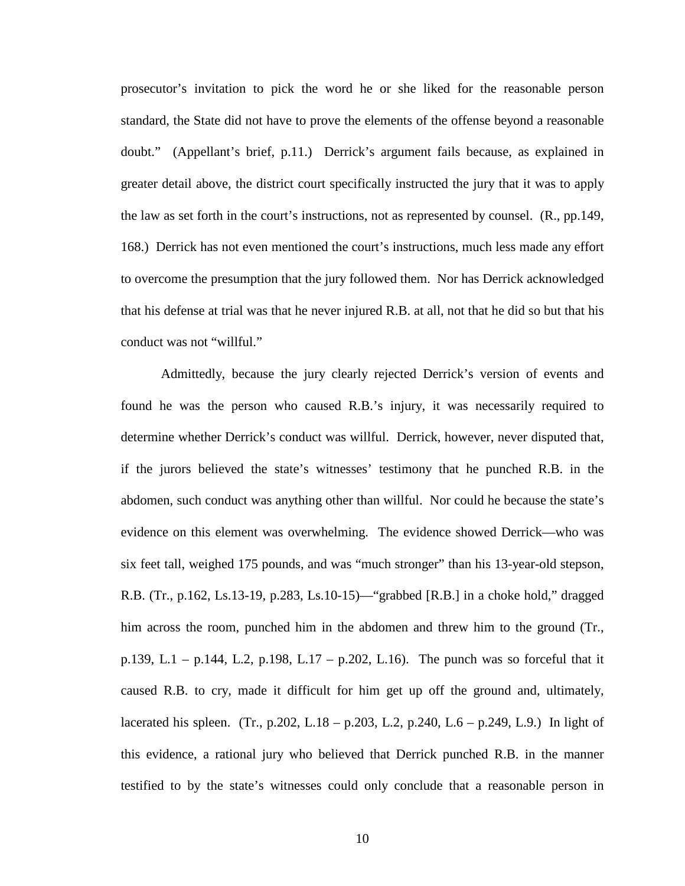prosecutor's invitation to pick the word he or she liked for the reasonable person standard, the State did not have to prove the elements of the offense beyond a reasonable doubt." (Appellant's brief, p.11.) Derrick's argument fails because, as explained in greater detail above, the district court specifically instructed the jury that it was to apply the law as set forth in the court's instructions, not as represented by counsel. (R., pp.149, 168.) Derrick has not even mentioned the court's instructions, much less made any effort to overcome the presumption that the jury followed them. Nor has Derrick acknowledged that his defense at trial was that he never injured R.B. at all, not that he did so but that his conduct was not "willful."

Admittedly, because the jury clearly rejected Derrick's version of events and found he was the person who caused R.B.'s injury, it was necessarily required to determine whether Derrick's conduct was willful. Derrick, however, never disputed that, if the jurors believed the state's witnesses' testimony that he punched R.B. in the abdomen, such conduct was anything other than willful. Nor could he because the state's evidence on this element was overwhelming. The evidence showed Derrick—who was six feet tall, weighed 175 pounds, and was "much stronger" than his 13-year-old stepson, R.B. (Tr., p.162, Ls.13-19, p.283, Ls.10-15)—"grabbed [R.B.] in a choke hold," dragged him across the room, punched him in the abdomen and threw him to the ground (Tr., p.139, L.1 – p.144, L.2, p.198, L.17 – p.202, L.16). The punch was so forceful that it caused R.B. to cry, made it difficult for him get up off the ground and, ultimately, lacerated his spleen. (Tr., p.202, L.18 – p.203, L.2, p.240, L.6 – p.249, L.9.) In light of this evidence, a rational jury who believed that Derrick punched R.B. in the manner testified to by the state's witnesses could only conclude that a reasonable person in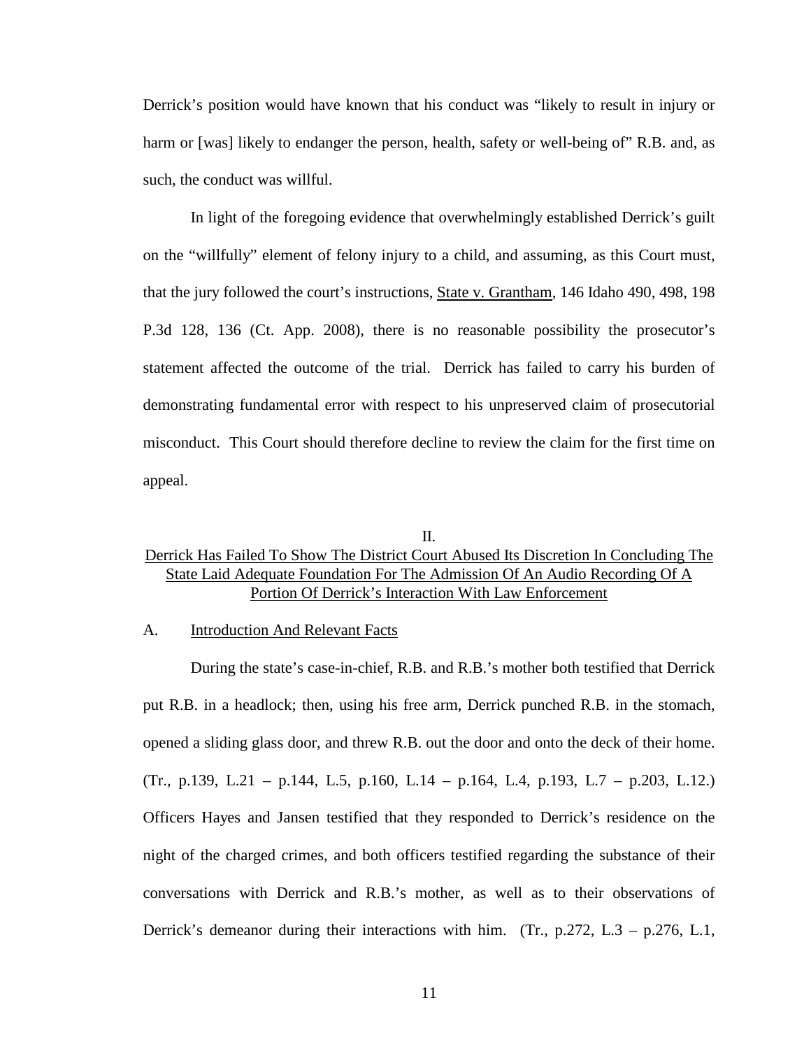Derrick's position would have known that his conduct was "likely to result in injury or harm or [was] likely to endanger the person, health, safety or well-being of" R.B. and, as such, the conduct was willful.

In light of the foregoing evidence that overwhelmingly established Derrick's guilt on the "willfully" element of felony injury to a child, and assuming, as this Court must, that the jury followed the court's instructions, State v. Grantham, 146 Idaho 490, 498, 198 P.3d 128, 136 (Ct. App. 2008), there is no reasonable possibility the prosecutor's statement affected the outcome of the trial. Derrick has failed to carry his burden of demonstrating fundamental error with respect to his unpreserved claim of prosecutorial misconduct. This Court should therefore decline to review the claim for the first time on appeal.

## II.
## Derrick Has Failed To Show The District Court Abused Its Discretion In Concluding The State Laid Adequate Foundation For The Admission Of An Audio Recording Of A Portion Of Derrick's Interaction With Law Enforcement

### A. Introduction And Relevant Facts

During the state's case-in-chief, R.B. and R.B.'s mother both testified that Derrick put R.B. in a headlock; then, using his free arm, Derrick punched R.B. in the stomach, opened a sliding glass door, and threw R.B. out the door and onto the deck of their home. (Tr., p.139, L.21 – p.144, L.5, p.160, L.14 – p.164, L.4, p.193, L.7 – p.203, L.12.) Officers Hayes and Jansen testified that they responded to Derrick's residence on the night of the charged crimes, and both officers testified regarding the substance of their conversations with Derrick and R.B.'s mother, as well as to their observations of Derrick's demeanor during their interactions with him. (Tr., p.272, L.3 – p.276, L.1,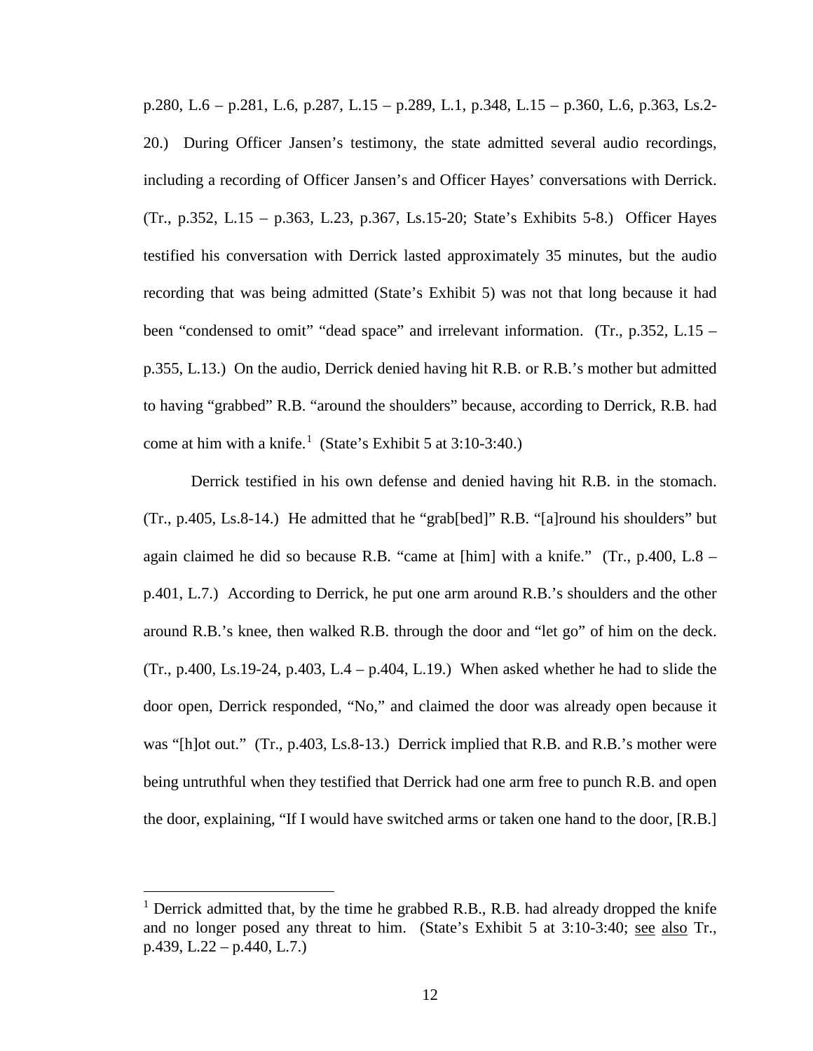p.280, L.6 – p.281, L.6, p.287, L.15 – p.289, L.1, p.348, L.15 – p.360, L.6, p.363, Ls.2-20.) During Officer Jansen's testimony, the state admitted several audio recordings, including a recording of Officer Jansen's and Officer Hayes' conversations with Derrick. (Tr., p.352, L.15 – p.363, L.23, p.367, Ls.15-20; State's Exhibits 5-8.) Officer Hayes testified his conversation with Derrick lasted approximately 35 minutes, but the audio recording that was being admitted (State's Exhibit 5) was not that long because it had been "condensed to omit" "dead space" and irrelevant information. (Tr., p.352, L.15 – p.355, L.13.) On the audio, Derrick denied having hit R.B. or R.B.'s mother but admitted to having "grabbed" R.B. "around the shoulders" because, according to Derrick, R.B. had come at him with a knife.[1] (State's Exhibit 5 at 3:10-3:40.)

Derrick testified in his own defense and denied having hit R.B. in the stomach. (Tr., p.405, Ls.8-14.) He admitted that he "grab[bed]" R.B. "[a]round his shoulders" but again claimed he did so because R.B. "came at [him] with a knife." (Tr., p.400, L.8 – p.401, L.7.) According to Derrick, he put one arm around R.B.'s shoulders and the other around R.B.'s knee, then walked R.B. through the door and "let go" of him on the deck. (Tr., p.400, Ls.19-24, p.403, L.4 – p.404, L.19.) When asked whether he had to slide the door open, Derrick responded, "No," and claimed the door was already open because it was "[h]ot out." (Tr., p.403, Ls.8-13.) Derrick implied that R.B. and R.B.'s mother were being untruthful when they testified that Derrick had one arm free to punch R.B. and open the door, explaining, "If I would have switched arms or taken one hand to the door, [R.B.]

[1] Derrick admitted that, by the time he grabbed R.B., R.B. had already dropped the knife and no longer posed any threat to him. (State's Exhibit 5 at 3:10-3:40; see also Tr., p.439, L.22 – p.440, L.7.)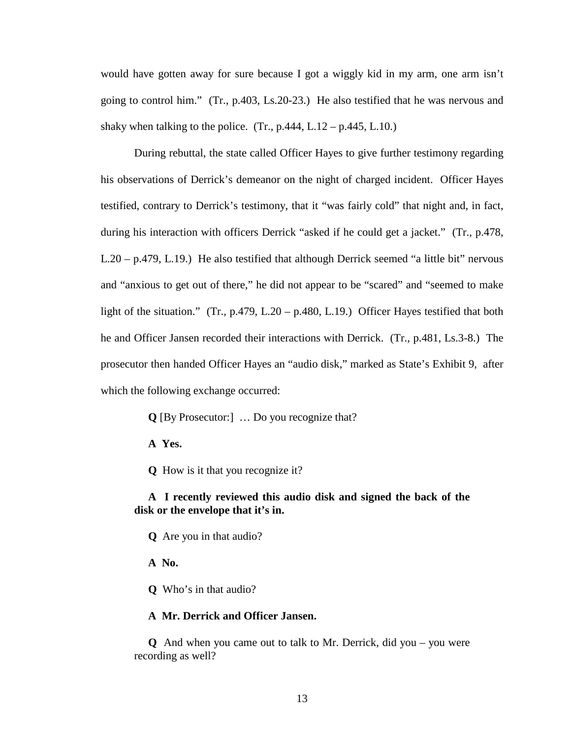would have gotten away for sure because I got a wiggly kid in my arm, one arm isn't going to control him." (Tr., p.403, Ls.20-23.) He also testified that he was nervous and shaky when talking to the police. (Tr., p.444, L.12 – p.445, L.10.)

During rebuttal, the state called Officer Hayes to give further testimony regarding his observations of Derrick's demeanor on the night of charged incident. Officer Hayes testified, contrary to Derrick's testimony, that it "was fairly cold" that night and, in fact, during his interaction with officers Derrick "asked if he could get a jacket." (Tr., p.478, L.20 – p.479, L.19.) He also testified that although Derrick seemed "a little bit" nervous and "anxious to get out of there," he did not appear to be "scared" and "seemed to make light of the situation." (Tr., p.479, L.20 – p.480, L.19.) Officer Hayes testified that both he and Officer Jansen recorded their interactions with Derrick. (Tr., p.481, Ls.3-8.) The prosecutor then handed Officer Hayes an "audio disk," marked as State's Exhibit 9, after which the following exchange occurred:

> **Q** [By Prosecutor:] … Do you recognize that?
>
> **A Yes.**
>
> **Q** How is it that you recognize it?
>
> **A I recently reviewed this audio disk and signed the back of the disk or the envelope that it's in.**
>
> **Q** Are you in that audio?
>
> **A No.**
>
> **Q** Who's in that audio?
>
> **A Mr. Derrick and Officer Jansen.**
>
> **Q** And when you came out to talk to Mr. Derrick, did you – you were recording as well?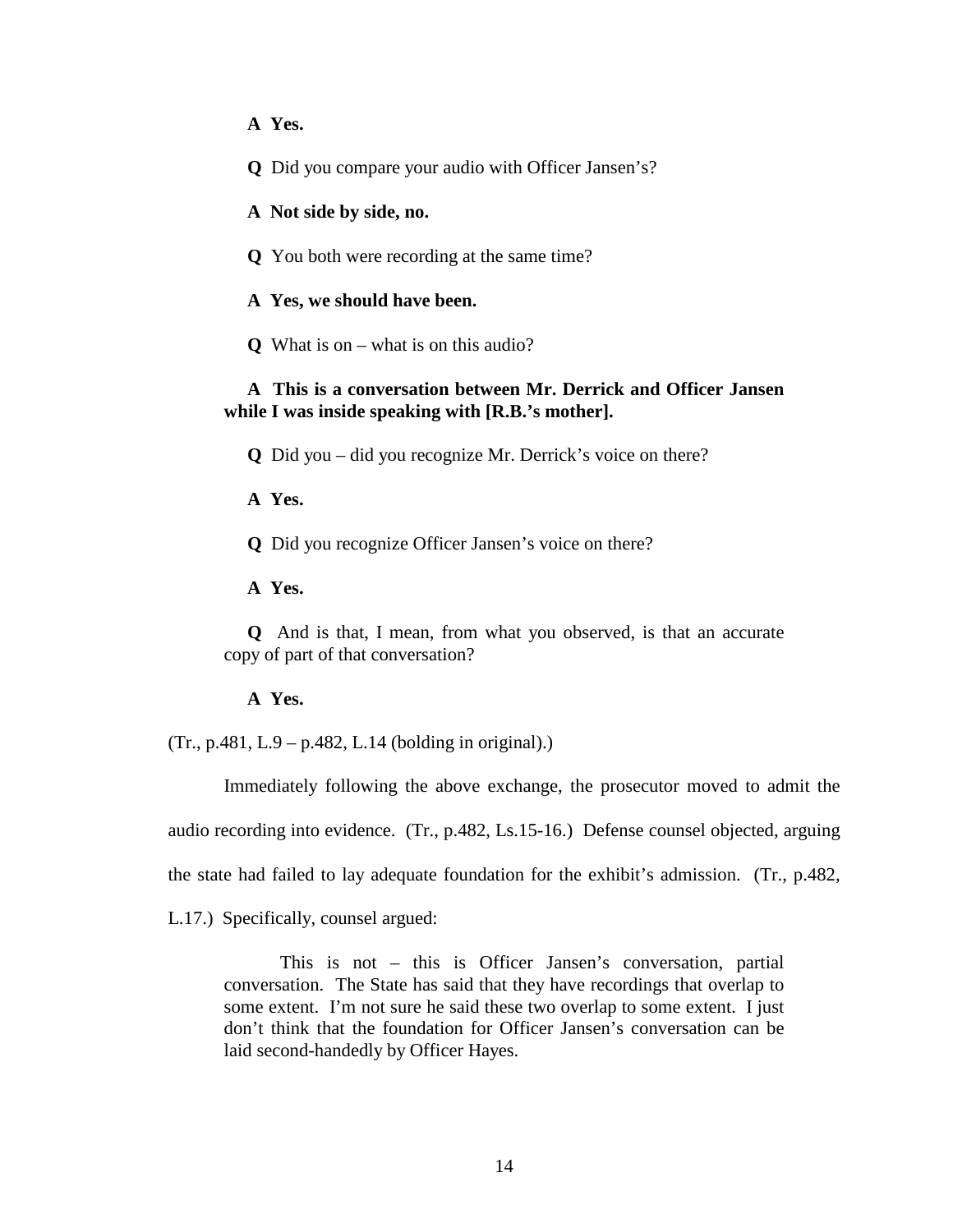**A Yes.**

**Q** Did you compare your audio with Officer Jansen's?

**A Not side by side, no.**

**Q** You both were recording at the same time?

**A Yes, we should have been.**

**Q** What is on – what is on this audio?

**A This is a conversation between Mr. Derrick and Officer Jansen while I was inside speaking with [R.B.'s mother].**

**Q** Did you – did you recognize Mr. Derrick's voice on there?

**A Yes.**

**Q** Did you recognize Officer Jansen's voice on there?

**A Yes.**

**Q** And is that, I mean, from what you observed, is that an accurate copy of part of that conversation?

**A Yes.**

(Tr., p.481, L.9 – p.482, L.14 (bolding in original).)

Immediately following the above exchange, the prosecutor moved to admit the audio recording into evidence. (Tr., p.482, Ls.15-16.) Defense counsel objected, arguing the state had failed to lay adequate foundation for the exhibit's admission. (Tr., p.482, L.17.) Specifically, counsel argued:

> This is not – this is Officer Jansen's conversation, partial conversation. The State has said that they have recordings that overlap to some extent. I'm not sure he said these two overlap to some extent. I just don't think that the foundation for Officer Jansen's conversation can be laid second-handedly by Officer Hayes.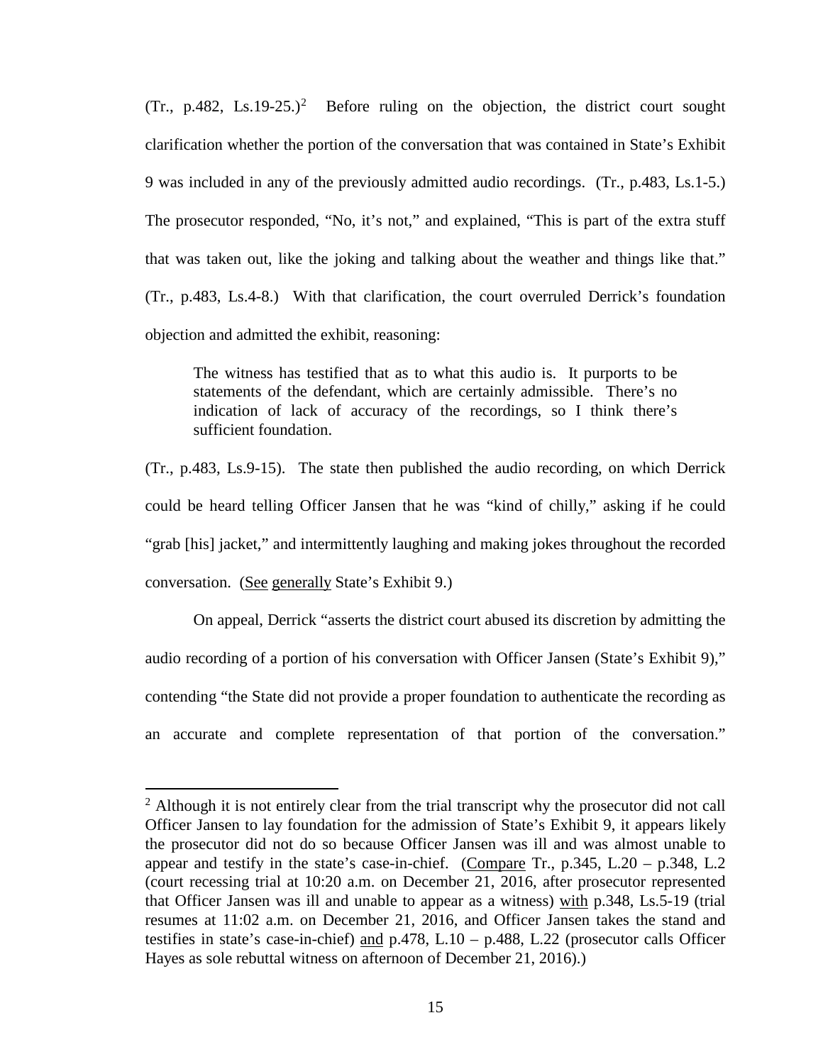(Tr., p.482, Ls.19-25.)[2] Before ruling on the objection, the district court sought clarification whether the portion of the conversation that was contained in State's Exhibit 9 was included in any of the previously admitted audio recordings. (Tr., p.483, Ls.1-5.) The prosecutor responded, "No, it's not," and explained, "This is part of the extra stuff that was taken out, like the joking and talking about the weather and things like that." (Tr., p.483, Ls.4-8.) With that clarification, the court overruled Derrick's foundation objection and admitted the exhibit, reasoning:

> The witness has testified that as to what this audio is. It purports to be statements of the defendant, which are certainly admissible. There's no indication of lack of accuracy of the recordings, so I think there's sufficient foundation.

(Tr., p.483, Ls.9-15). The state then published the audio recording, on which Derrick could be heard telling Officer Jansen that he was "kind of chilly," asking if he could "grab [his] jacket," and intermittently laughing and making jokes throughout the recorded conversation. (See generally State's Exhibit 9.)

On appeal, Derrick "asserts the district court abused its discretion by admitting the audio recording of a portion of his conversation with Officer Jansen (State's Exhibit 9)," contending "the State did not provide a proper foundation to authenticate the recording as an accurate and complete representation of that portion of the conversation."

---

[2] Although it is not entirely clear from the trial transcript why the prosecutor did not call Officer Jansen to lay foundation for the admission of State's Exhibit 9, it appears likely the prosecutor did not do so because Officer Jansen was ill and was almost unable to appear and testify in the state's case-in-chief. (Compare Tr., p.345, L.20 – p.348, L.2 (court recessing trial at 10:20 a.m. on December 21, 2016, after prosecutor represented that Officer Jansen was ill and unable to appear as a witness) with p.348, Ls.5-19 (trial resumes at 11:02 a.m. on December 21, 2016, and Officer Jansen takes the stand and testifies in state's case-in-chief) and p.478, L.10 – p.488, L.22 (prosecutor calls Officer Hayes as sole rebuttal witness on afternoon of December 21, 2016).)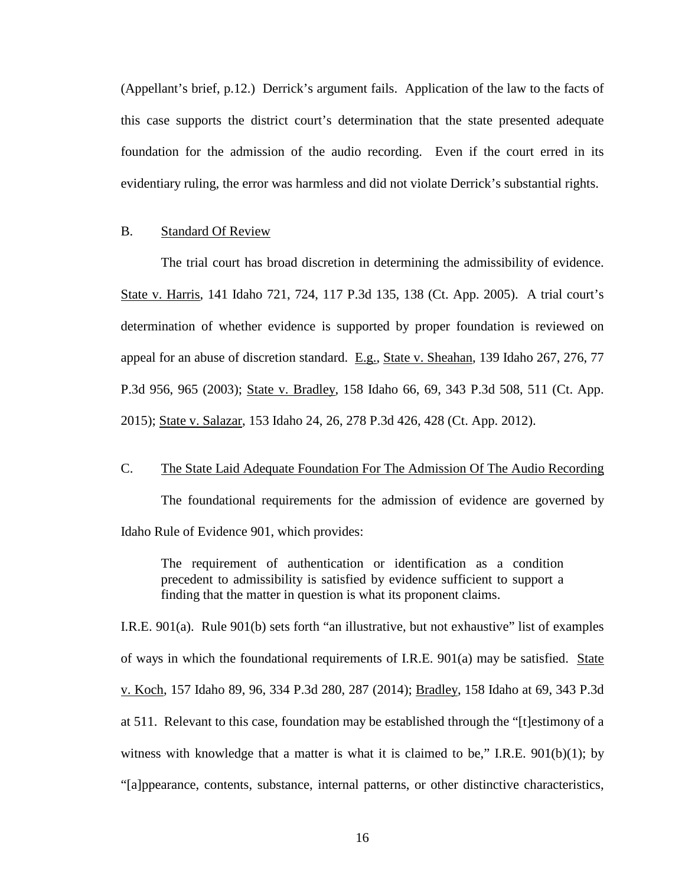(Appellant's brief, p.12.) Derrick's argument fails. Application of the law to the facts of this case supports the district court's determination that the state presented adequate foundation for the admission of the audio recording. Even if the court erred in its evidentiary ruling, the error was harmless and did not violate Derrick's substantial rights.

## B. Standard Of Review

The trial court has broad discretion in determining the admissibility of evidence. State v. Harris, 141 Idaho 721, 724, 117 P.3d 135, 138 (Ct. App. 2005). A trial court's determination of whether evidence is supported by proper foundation is reviewed on appeal for an abuse of discretion standard. E.g., State v. Sheahan, 139 Idaho 267, 276, 77 P.3d 956, 965 (2003); State v. Bradley, 158 Idaho 66, 69, 343 P.3d 508, 511 (Ct. App. 2015); State v. Salazar, 153 Idaho 24, 26, 278 P.3d 426, 428 (Ct. App. 2012).

## C. The State Laid Adequate Foundation For The Admission Of The Audio Recording

The foundational requirements for the admission of evidence are governed by Idaho Rule of Evidence 901, which provides:

> The requirement of authentication or identification as a condition precedent to admissibility is satisfied by evidence sufficient to support a finding that the matter in question is what its proponent claims.

I.R.E. 901(a). Rule 901(b) sets forth "an illustrative, but not exhaustive" list of examples of ways in which the foundational requirements of I.R.E. 901(a) may be satisfied. State v. Koch, 157 Idaho 89, 96, 334 P.3d 280, 287 (2014); Bradley, 158 Idaho at 69, 343 P.3d at 511. Relevant to this case, foundation may be established through the "[t]estimony of a witness with knowledge that a matter is what it is claimed to be," I.R.E. 901(b)(1); by "[a]ppearance, contents, substance, internal patterns, or other distinctive characteristics,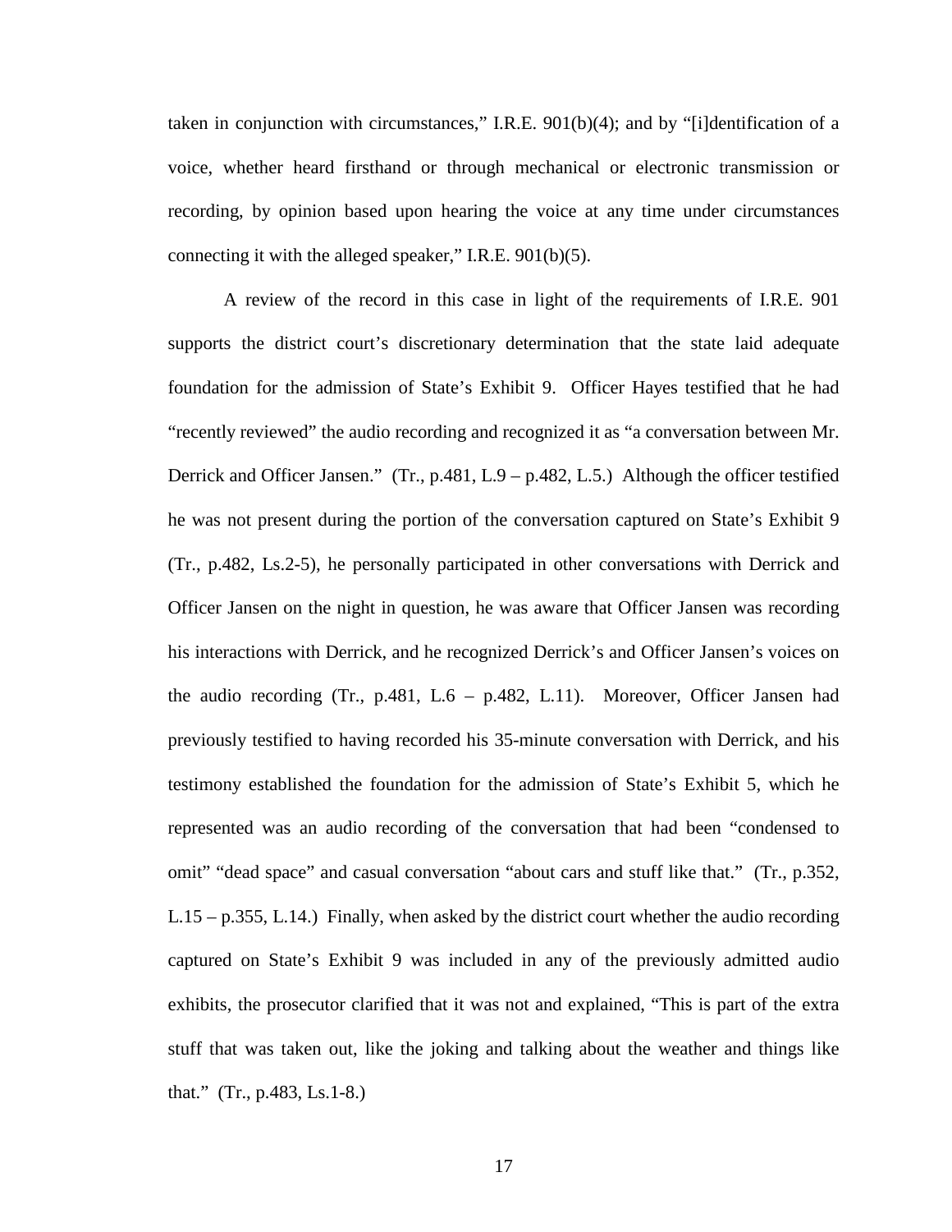taken in conjunction with circumstances," I.R.E. 901(b)(4); and by "[i]dentification of a voice, whether heard firsthand or through mechanical or electronic transmission or recording, by opinion based upon hearing the voice at any time under circumstances connecting it with the alleged speaker," I.R.E. 901(b)(5).

A review of the record in this case in light of the requirements of I.R.E. 901 supports the district court's discretionary determination that the state laid adequate foundation for the admission of State's Exhibit 9. Officer Hayes testified that he had "recently reviewed" the audio recording and recognized it as "a conversation between Mr. Derrick and Officer Jansen." (Tr., p.481, L.9 – p.482, L.5.) Although the officer testified he was not present during the portion of the conversation captured on State's Exhibit 9 (Tr., p.482, Ls.2-5), he personally participated in other conversations with Derrick and Officer Jansen on the night in question, he was aware that Officer Jansen was recording his interactions with Derrick, and he recognized Derrick's and Officer Jansen's voices on the audio recording (Tr., p.481, L.6 – p.482, L.11). Moreover, Officer Jansen had previously testified to having recorded his 35-minute conversation with Derrick, and his testimony established the foundation for the admission of State's Exhibit 5, which he represented was an audio recording of the conversation that had been "condensed to omit" "dead space" and casual conversation "about cars and stuff like that." (Tr., p.352, L.15 – p.355, L.14.) Finally, when asked by the district court whether the audio recording captured on State's Exhibit 9 was included in any of the previously admitted audio exhibits, the prosecutor clarified that it was not and explained, "This is part of the extra stuff that was taken out, like the joking and talking about the weather and things like that." (Tr., p.483, Ls.1-8.)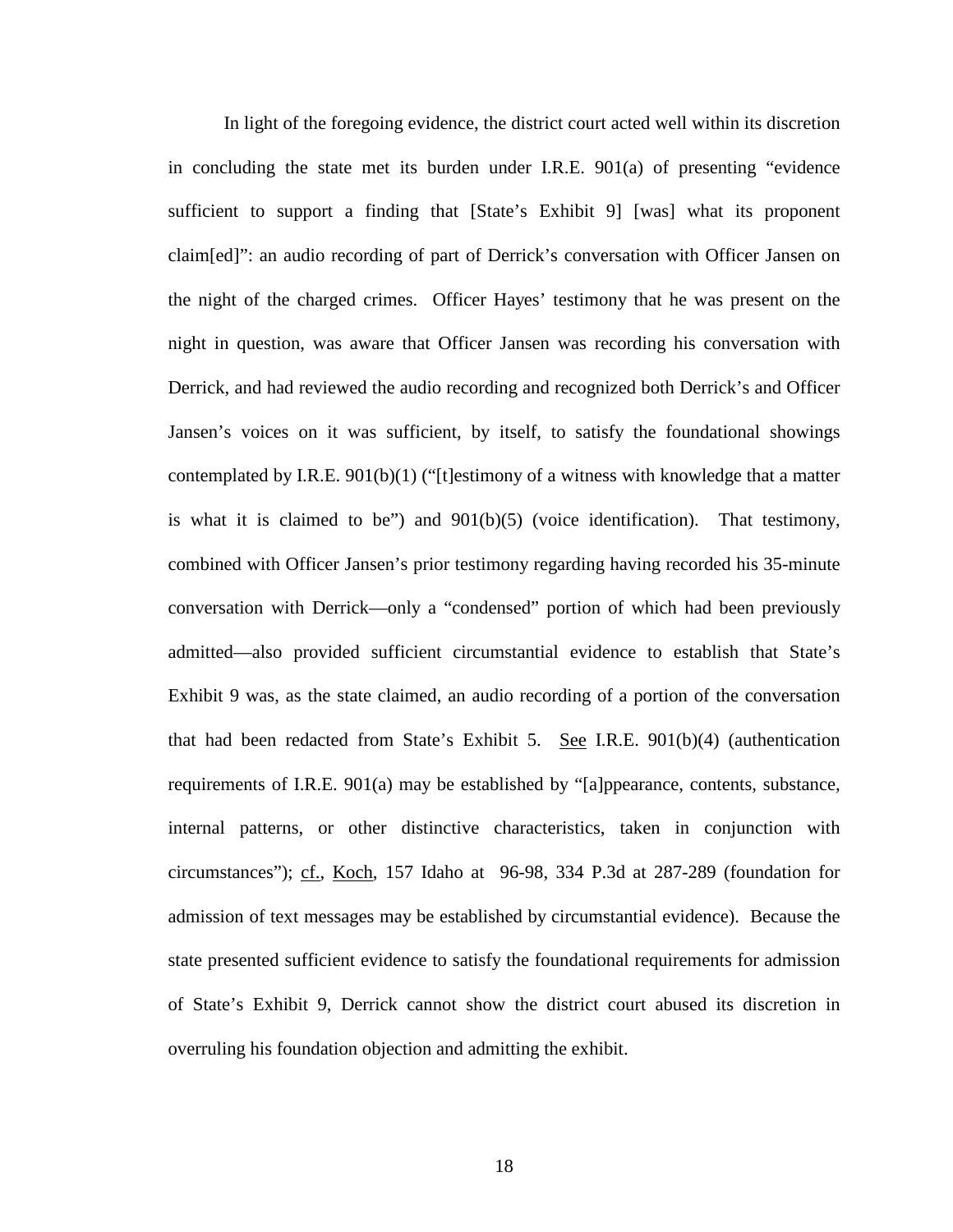In light of the foregoing evidence, the district court acted well within its discretion in concluding the state met its burden under I.R.E. 901(a) of presenting "evidence sufficient to support a finding that [State's Exhibit 9] [was] what its proponent claim[ed]": an audio recording of part of Derrick's conversation with Officer Jansen on the night of the charged crimes. Officer Hayes' testimony that he was present on the night in question, was aware that Officer Jansen was recording his conversation with Derrick, and had reviewed the audio recording and recognized both Derrick's and Officer Jansen's voices on it was sufficient, by itself, to satisfy the foundational showings contemplated by I.R.E. 901(b)(1) ("[t]estimony of a witness with knowledge that a matter is what it is claimed to be") and 901(b)(5) (voice identification). That testimony, combined with Officer Jansen's prior testimony regarding having recorded his 35-minute conversation with Derrick—only a "condensed" portion of which had been previously admitted—also provided sufficient circumstantial evidence to establish that State's Exhibit 9 was, as the state claimed, an audio recording of a portion of the conversation that had been redacted from State's Exhibit 5. See I.R.E. 901(b)(4) (authentication requirements of I.R.E. 901(a) may be established by "[a]ppearance, contents, substance, internal patterns, or other distinctive characteristics, taken in conjunction with circumstances"); cf., Koch, 157 Idaho at 96-98, 334 P.3d at 287-289 (foundation for admission of text messages may be established by circumstantial evidence). Because the state presented sufficient evidence to satisfy the foundational requirements for admission of State's Exhibit 9, Derrick cannot show the district court abused its discretion in overruling his foundation objection and admitting the exhibit.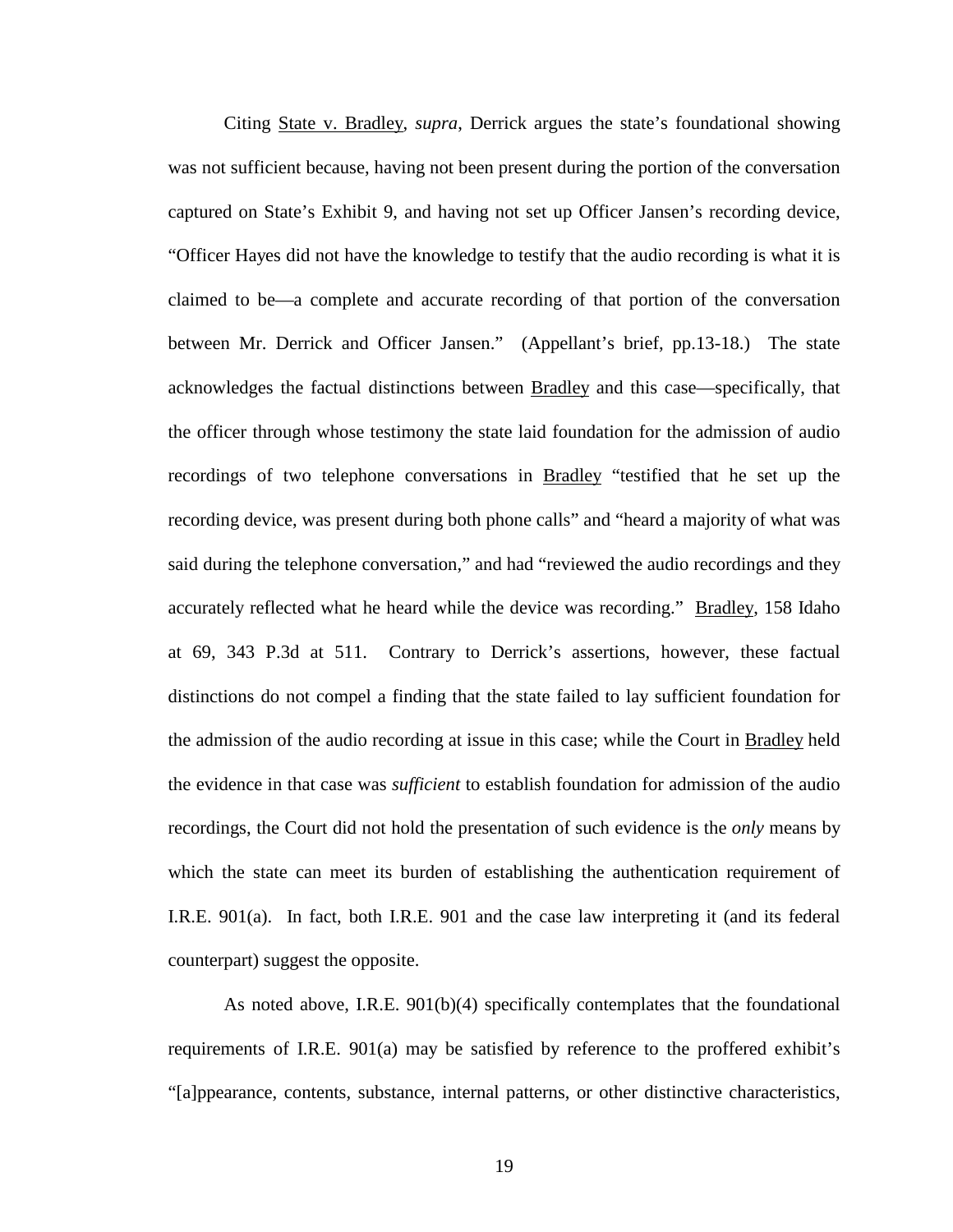Citing State v. Bradley, *supra*, Derrick argues the state's foundational showing was not sufficient because, having not been present during the portion of the conversation captured on State's Exhibit 9, and having not set up Officer Jansen's recording device, "Officer Hayes did not have the knowledge to testify that the audio recording is what it is claimed to be—a complete and accurate recording of that portion of the conversation between Mr. Derrick and Officer Jansen." (Appellant's brief, pp.13-18.) The state acknowledges the factual distinctions between Bradley and this case—specifically, that the officer through whose testimony the state laid foundation for the admission of audio recordings of two telephone conversations in Bradley "testified that he set up the recording device, was present during both phone calls" and "heard a majority of what was said during the telephone conversation," and had "reviewed the audio recordings and they accurately reflected what he heard while the device was recording." Bradley, 158 Idaho at 69, 343 P.3d at 511. Contrary to Derrick's assertions, however, these factual distinctions do not compel a finding that the state failed to lay sufficient foundation for the admission of the audio recording at issue in this case; while the Court in Bradley held the evidence in that case was *sufficient* to establish foundation for admission of the audio recordings, the Court did not hold the presentation of such evidence is the *only* means by which the state can meet its burden of establishing the authentication requirement of I.R.E. 901(a). In fact, both I.R.E. 901 and the case law interpreting it (and its federal counterpart) suggest the opposite.

As noted above, I.R.E. 901(b)(4) specifically contemplates that the foundational requirements of I.R.E. 901(a) may be satisfied by reference to the proffered exhibit's "[a]ppearance, contents, substance, internal patterns, or other distinctive characteristics,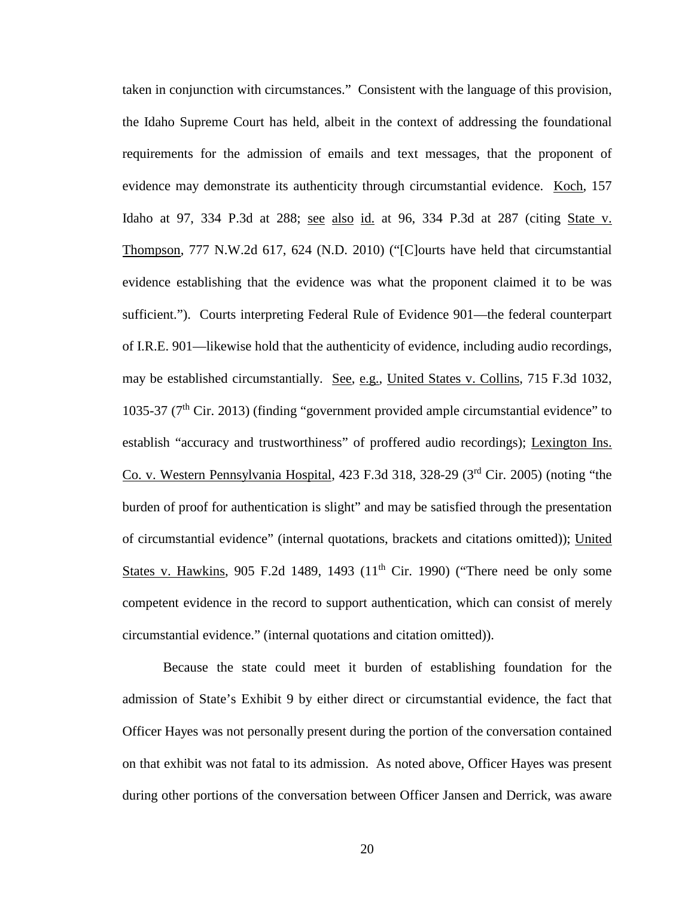taken in conjunction with circumstances." Consistent with the language of this provision, the Idaho Supreme Court has held, albeit in the context of addressing the foundational requirements for the admission of emails and text messages, that the proponent of evidence may demonstrate its authenticity through circumstantial evidence. Koch, 157 Idaho at 97, 334 P.3d at 288; see also id. at 96, 334 P.3d at 287 (citing State v. Thompson, 777 N.W.2d 617, 624 (N.D. 2010) ("[C]ourts have held that circumstantial evidence establishing that the evidence was what the proponent claimed it to be was sufficient."). Courts interpreting Federal Rule of Evidence 901—the federal counterpart of I.R.E. 901—likewise hold that the authenticity of evidence, including audio recordings, may be established circumstantially. See, e.g., United States v. Collins, 715 F.3d 1032, 1035-37 (7th Cir. 2013) (finding "government provided ample circumstantial evidence" to establish "accuracy and trustworthiness" of proffered audio recordings); Lexington Ins. Co. v. Western Pennsylvania Hospital, 423 F.3d 318, 328-29 (3rd Cir. 2005) (noting "the burden of proof for authentication is slight" and may be satisfied through the presentation of circumstantial evidence" (internal quotations, brackets and citations omitted)); United States v. Hawkins, 905 F.2d 1489, 1493 (11th Cir. 1990) ("There need be only some competent evidence in the record to support authentication, which can consist of merely circumstantial evidence." (internal quotations and citation omitted)).

Because the state could meet it burden of establishing foundation for the admission of State's Exhibit 9 by either direct or circumstantial evidence, the fact that Officer Hayes was not personally present during the portion of the conversation contained on that exhibit was not fatal to its admission. As noted above, Officer Hayes was present during other portions of the conversation between Officer Jansen and Derrick, was aware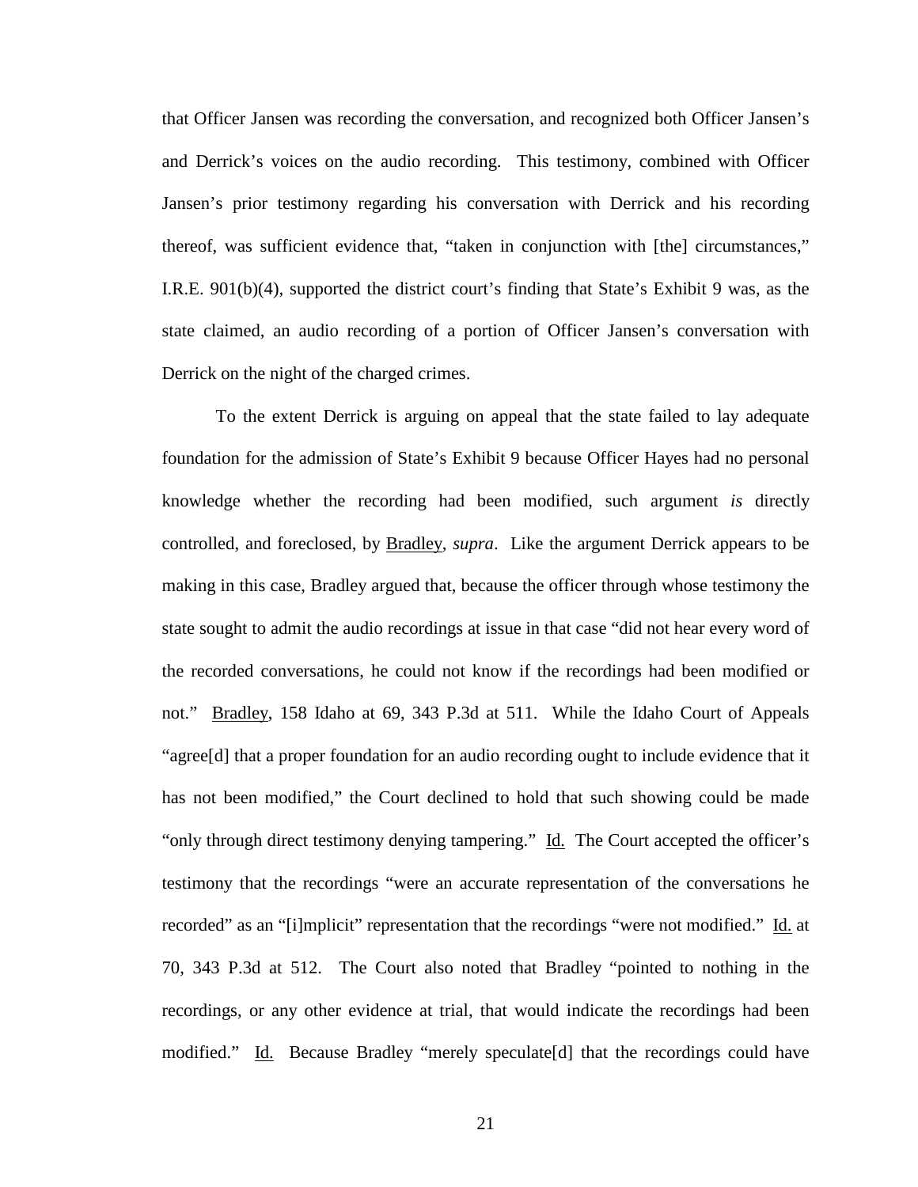that Officer Jansen was recording the conversation, and recognized both Officer Jansen's and Derrick's voices on the audio recording. This testimony, combined with Officer Jansen's prior testimony regarding his conversation with Derrick and his recording thereof, was sufficient evidence that, "taken in conjunction with [the] circumstances," I.R.E. 901(b)(4), supported the district court's finding that State's Exhibit 9 was, as the state claimed, an audio recording of a portion of Officer Jansen's conversation with Derrick on the night of the charged crimes.

To the extent Derrick is arguing on appeal that the state failed to lay adequate foundation for the admission of State's Exhibit 9 because Officer Hayes had no personal knowledge whether the recording had been modified, such argument *is* directly controlled, and foreclosed, by Bradley, *supra*. Like the argument Derrick appears to be making in this case, Bradley argued that, because the officer through whose testimony the state sought to admit the audio recordings at issue in that case "did not hear every word of the recorded conversations, he could not know if the recordings had been modified or not." Bradley, 158 Idaho at 69, 343 P.3d at 511. While the Idaho Court of Appeals "agree[d] that a proper foundation for an audio recording ought to include evidence that it has not been modified," the Court declined to hold that such showing could be made "only through direct testimony denying tampering." Id. The Court accepted the officer's testimony that the recordings "were an accurate representation of the conversations he recorded" as an "[i]mplicit" representation that the recordings "were not modified." Id. at 70, 343 P.3d at 512. The Court also noted that Bradley "pointed to nothing in the recordings, or any other evidence at trial, that would indicate the recordings had been modified." Id. Because Bradley "merely speculate[d] that the recordings could have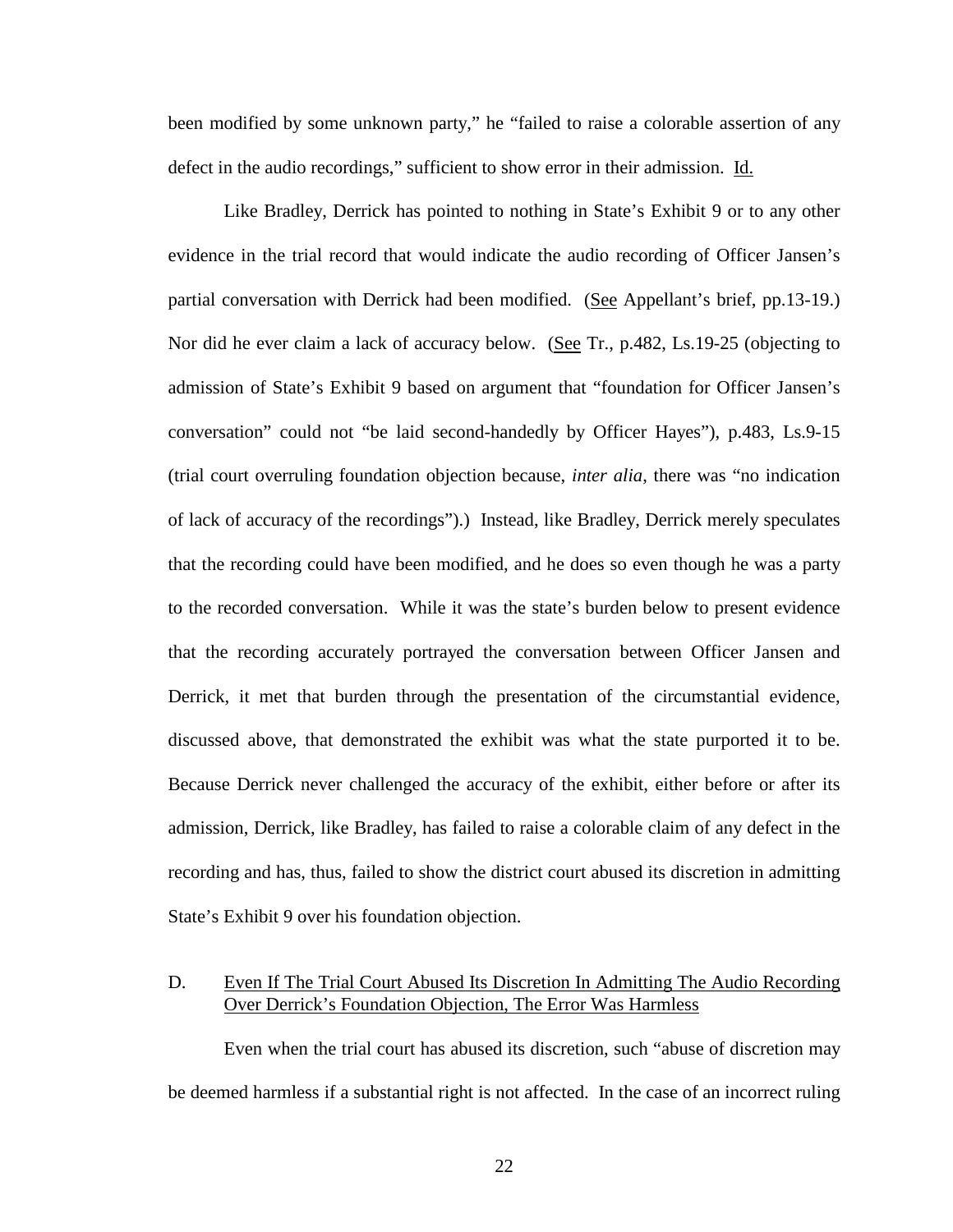been modified by some unknown party," he "failed to raise a colorable assertion of any defect in the audio recordings," sufficient to show error in their admission. Id.

Like Bradley, Derrick has pointed to nothing in State's Exhibit 9 or to any other evidence in the trial record that would indicate the audio recording of Officer Jansen's partial conversation with Derrick had been modified. (See Appellant's brief, pp.13-19.) Nor did he ever claim a lack of accuracy below. (See Tr., p.482, Ls.19-25 (objecting to admission of State's Exhibit 9 based on argument that "foundation for Officer Jansen's conversation" could not "be laid second-handedly by Officer Hayes"), p.483, Ls.9-15 (trial court overruling foundation objection because, *inter alia*, there was "no indication of lack of accuracy of the recordings").) Instead, like Bradley, Derrick merely speculates that the recording could have been modified, and he does so even though he was a party to the recorded conversation. While it was the state's burden below to present evidence that the recording accurately portrayed the conversation between Officer Jansen and Derrick, it met that burden through the presentation of the circumstantial evidence, discussed above, that demonstrated the exhibit was what the state purported it to be. Because Derrick never challenged the accuracy of the exhibit, either before or after its admission, Derrick, like Bradley, has failed to raise a colorable claim of any defect in the recording and has, thus, failed to show the district court abused its discretion in admitting State's Exhibit 9 over his foundation objection.

### D. Even If The Trial Court Abused Its Discretion In Admitting The Audio Recording Over Derrick's Foundation Objection, The Error Was Harmless

Even when the trial court has abused its discretion, such "abuse of discretion may be deemed harmless if a substantial right is not affected. In the case of an incorrect ruling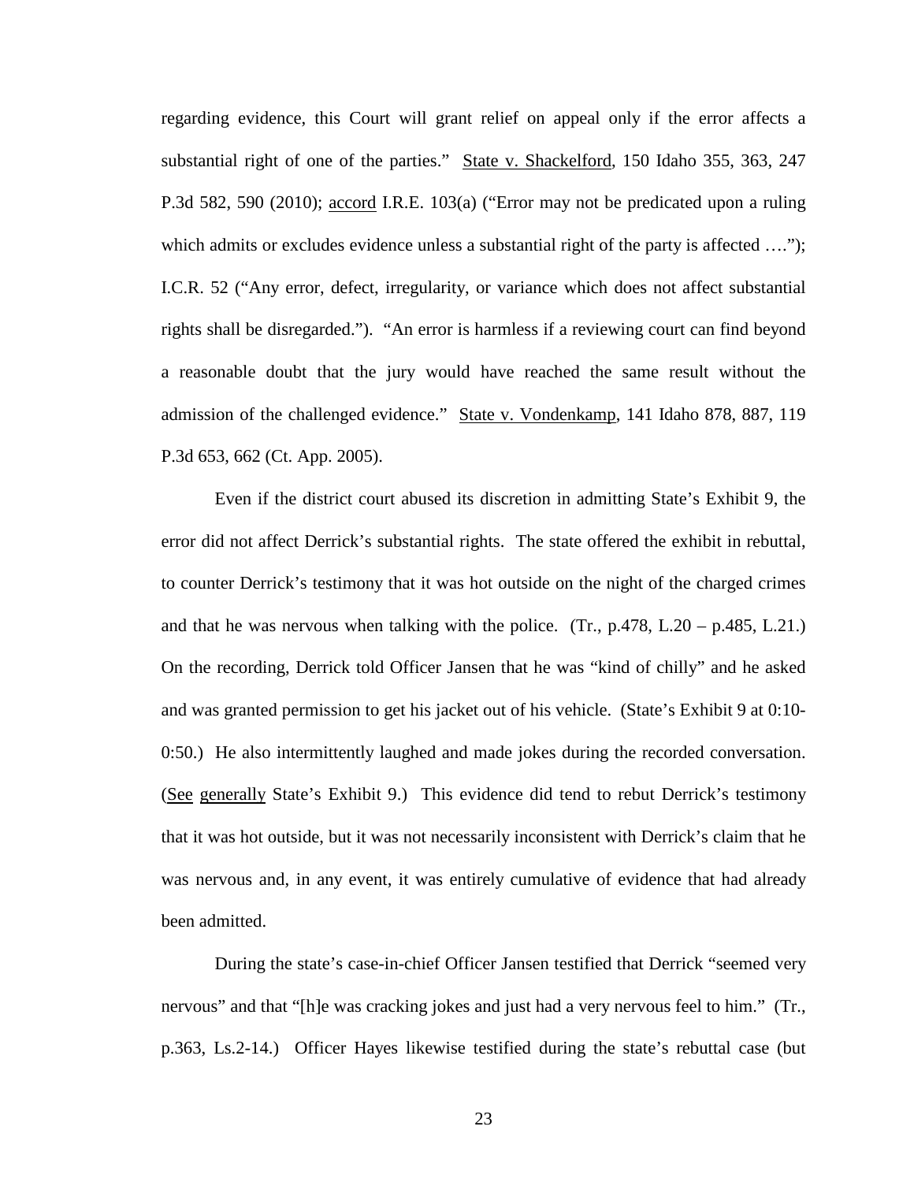regarding evidence, this Court will grant relief on appeal only if the error affects a substantial right of one of the parties." State v. Shackelford, 150 Idaho 355, 363, 247 P.3d 582, 590 (2010); accord I.R.E. 103(a) ("Error may not be predicated upon a ruling which admits or excludes evidence unless a substantial right of the party is affected …."); I.C.R. 52 ("Any error, defect, irregularity, or variance which does not affect substantial rights shall be disregarded."). "An error is harmless if a reviewing court can find beyond a reasonable doubt that the jury would have reached the same result without the admission of the challenged evidence." State v. Vondenkamp, 141 Idaho 878, 887, 119 P.3d 653, 662 (Ct. App. 2005).

Even if the district court abused its discretion in admitting State's Exhibit 9, the error did not affect Derrick's substantial rights. The state offered the exhibit in rebuttal, to counter Derrick's testimony that it was hot outside on the night of the charged crimes and that he was nervous when talking with the police. (Tr., p.478, L.20 – p.485, L.21.) On the recording, Derrick told Officer Jansen that he was "kind of chilly" and he asked and was granted permission to get his jacket out of his vehicle. (State's Exhibit 9 at 0:10-0:50.) He also intermittently laughed and made jokes during the recorded conversation. (See generally State's Exhibit 9.) This evidence did tend to rebut Derrick's testimony that it was hot outside, but it was not necessarily inconsistent with Derrick's claim that he was nervous and, in any event, it was entirely cumulative of evidence that had already been admitted.

During the state's case-in-chief Officer Jansen testified that Derrick "seemed very nervous" and that "[h]e was cracking jokes and just had a very nervous feel to him." (Tr., p.363, Ls.2-14.) Officer Hayes likewise testified during the state's rebuttal case (but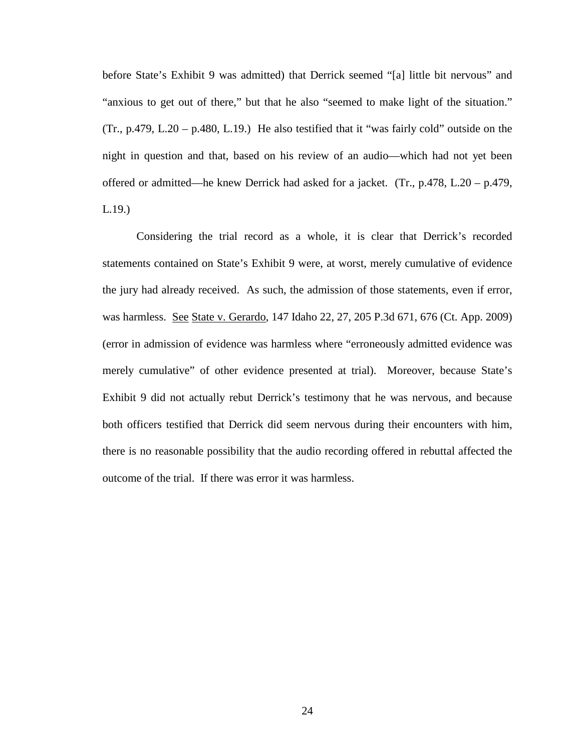before State's Exhibit 9 was admitted) that Derrick seemed "[a] little bit nervous" and "anxious to get out of there," but that he also "seemed to make light of the situation." (Tr., p.479, L.20 – p.480, L.19.) He also testified that it "was fairly cold" outside on the night in question and that, based on his review of an audio—which had not yet been offered or admitted—he knew Derrick had asked for a jacket. (Tr., p.478, L.20 – p.479, L.19.)

Considering the trial record as a whole, it is clear that Derrick's recorded statements contained on State's Exhibit 9 were, at worst, merely cumulative of evidence the jury had already received. As such, the admission of those statements, even if error, was harmless. See State v. Gerardo, 147 Idaho 22, 27, 205 P.3d 671, 676 (Ct. App. 2009) (error in admission of evidence was harmless where "erroneously admitted evidence was merely cumulative" of other evidence presented at trial). Moreover, because State's Exhibit 9 did not actually rebut Derrick's testimony that he was nervous, and because both officers testified that Derrick did seem nervous during their encounters with him, there is no reasonable possibility that the audio recording offered in rebuttal affected the outcome of the trial. If there was error it was harmless.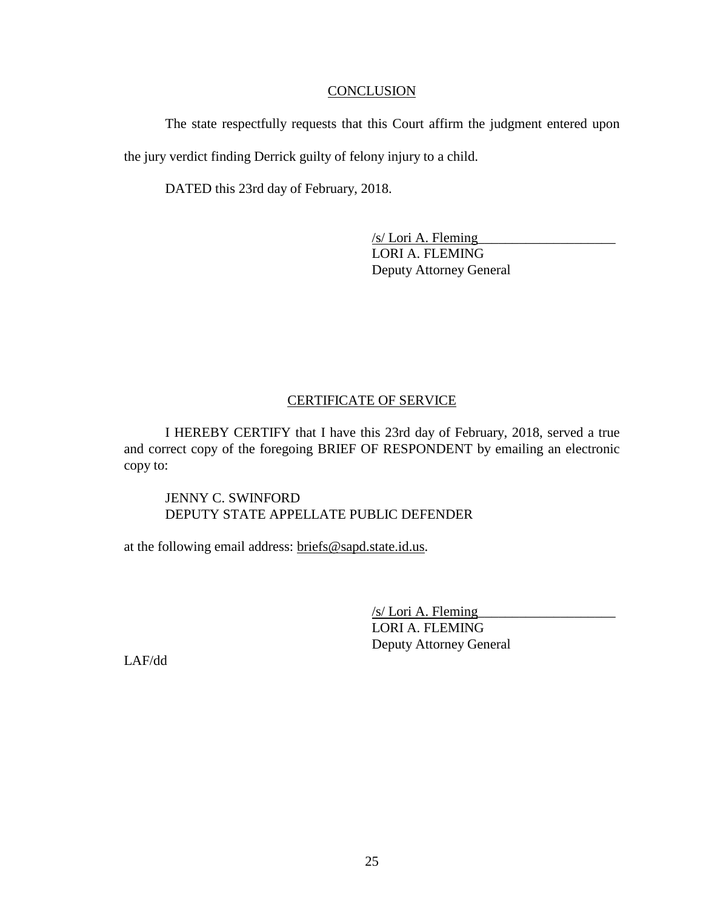## CONCLUSION

The state respectfully requests that this Court affirm the judgment entered upon the jury verdict finding Derrick guilty of felony injury to a child.

DATED this 23rd day of February, 2018.

/s/ Lori A. Fleming
LORI A. FLEMING
Deputy Attorney General

## CERTIFICATE OF SERVICE

I HEREBY CERTIFY that I have this 23rd day of February, 2018, served a true and correct copy of the foregoing BRIEF OF RESPONDENT by emailing an electronic copy to:

JENNY C. SWINFORD
DEPUTY STATE APPELLATE PUBLIC DEFENDER

at the following email address: briefs@sapd.state.id.us.

/s/ Lori A. Fleming
LORI A. FLEMING
Deputy Attorney General

LAF/dd